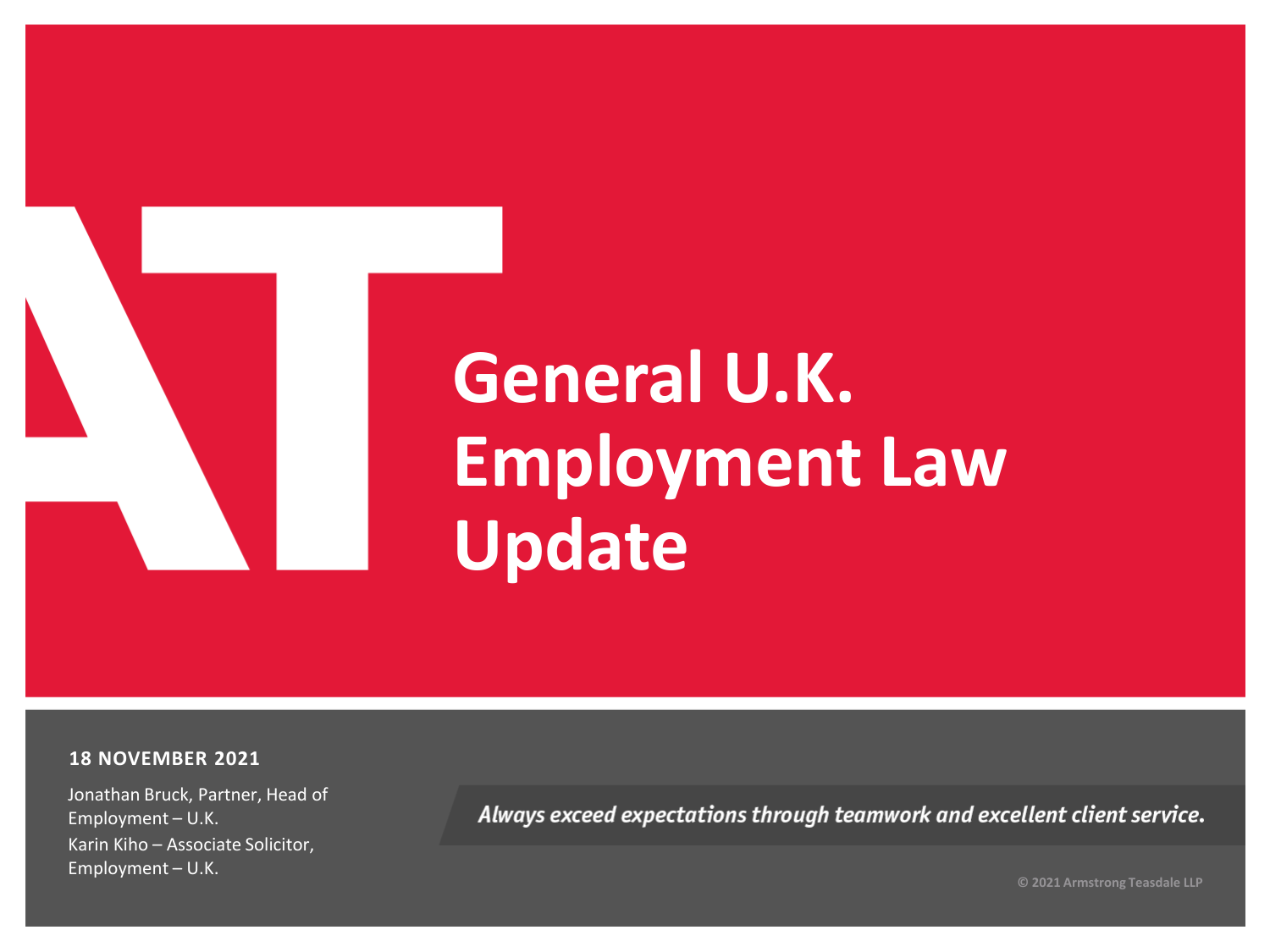# General U.K. Employment Law Update

**18 NOVEMBER 2021**

Jonathan Bruck, Partner, Head of Employment – U.K.

Karin Kiho – Associate Solicitor, Employment – U.K.

*Always exceed expectations through teamwork and excellent client service.*

© 2021 Armstrong Teasdale LLP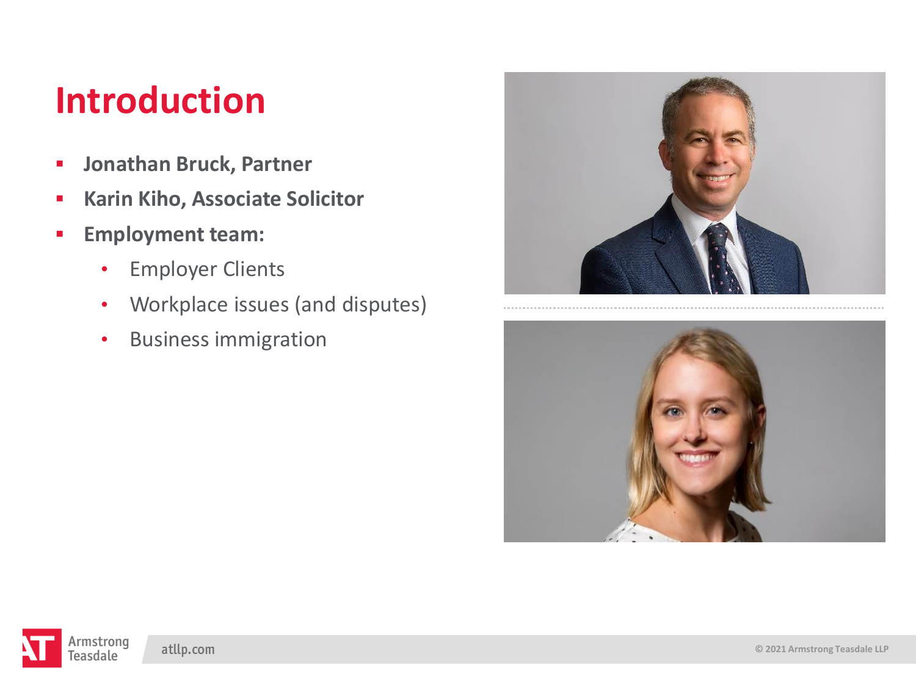# Introduction

- **Jonathan Bruck, Partner**
- **Karin Kiho, Associate Solicitor**
- **Employment team:**
  - Employer Clients
  - Workplace issues (and disputes)
  - Business immigration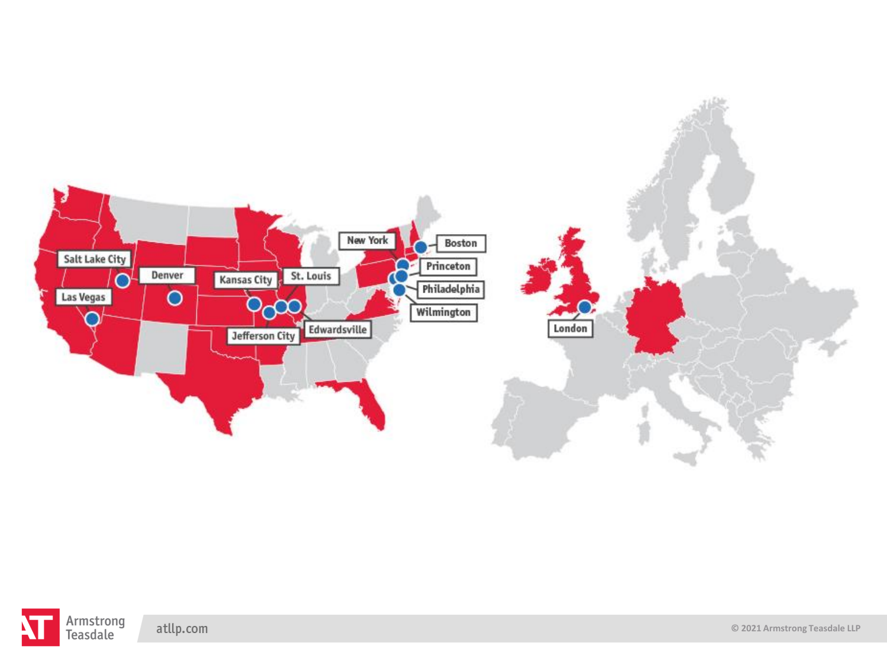Salt Lake City

Denver

Las Vegas

Kansas City

St. Louis

Jefferson City

Edwardsville

New York

Boston

Princeton

Philadelphia

Wilmington

London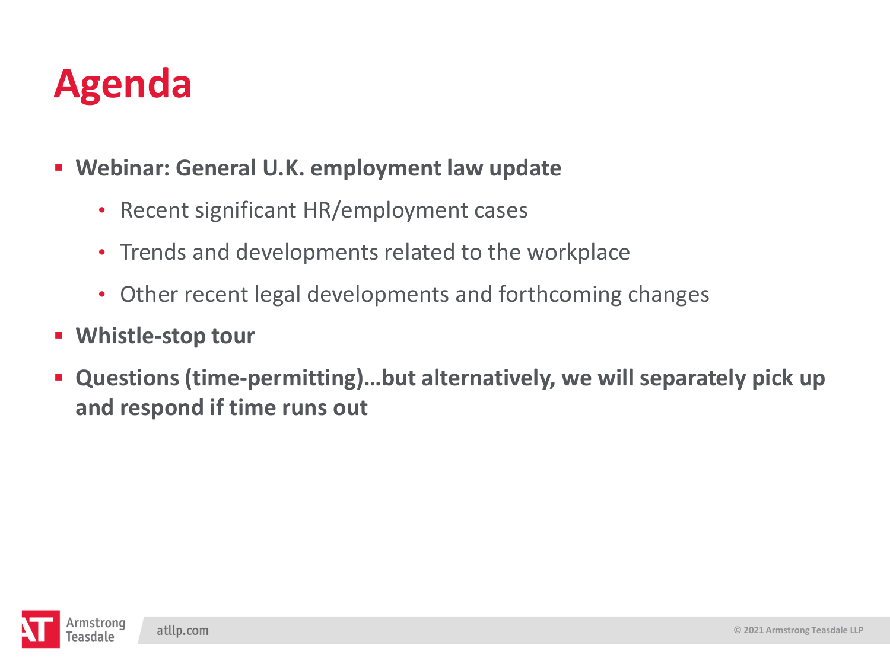# Agenda

- **Webinar: General U.K. employment law update**
  - Recent significant HR/employment cases
  - Trends and developments related to the workplace
  - Other recent legal developments and forthcoming changes
- **Whistle-stop tour**
- **Questions (time-permitting)…but alternatively, we will separately pick up and respond if time runs out**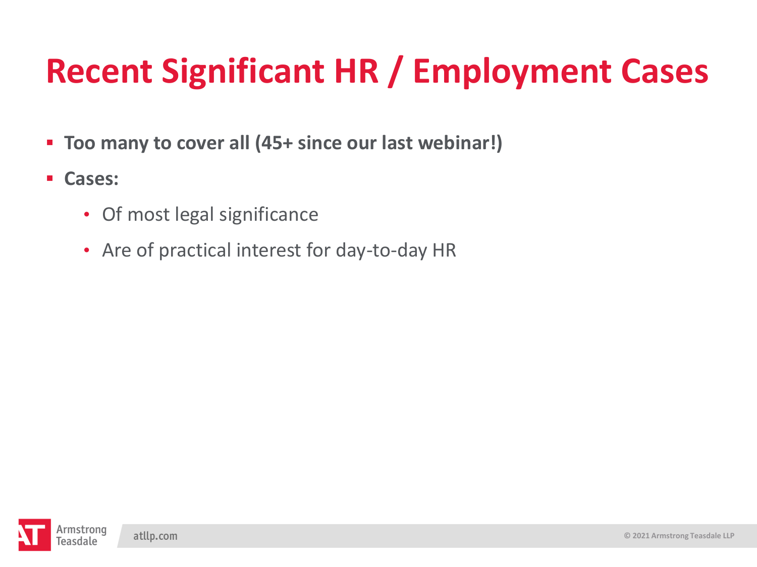# Recent Significant HR / Employment Cases

- **Too many to cover all (45+ since our last webinar!)**
- **Cases:**
  - Of most legal significance
  - Are of practical interest for day-to-day HR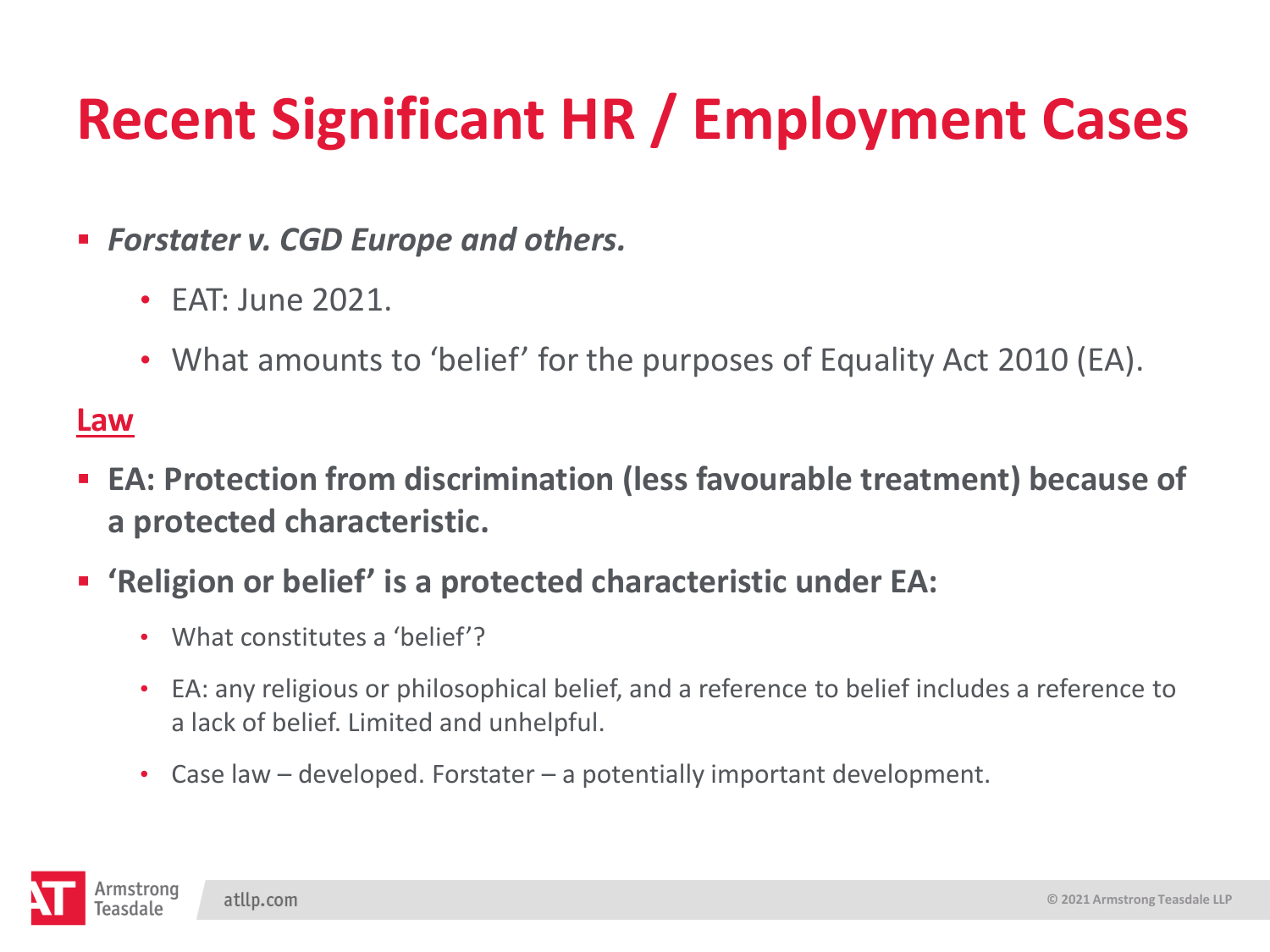# Recent Significant HR / Employment Cases

- ***Forstater v. CGD Europe and others.***
  - EAT: June 2021.
  - What amounts to 'belief' for the purposes of Equality Act 2010 (EA).

**Law**

- **EA: Protection from discrimination (less favourable treatment) because of a protected characteristic.**
- **'Religion or belief' is a protected characteristic under EA:**
  - What constitutes a 'belief'?
  - EA: any religious or philosophical belief, and a reference to belief includes a reference to a lack of belief. Limited and unhelpful.
  - Case law – developed. Forstater – a potentially important development.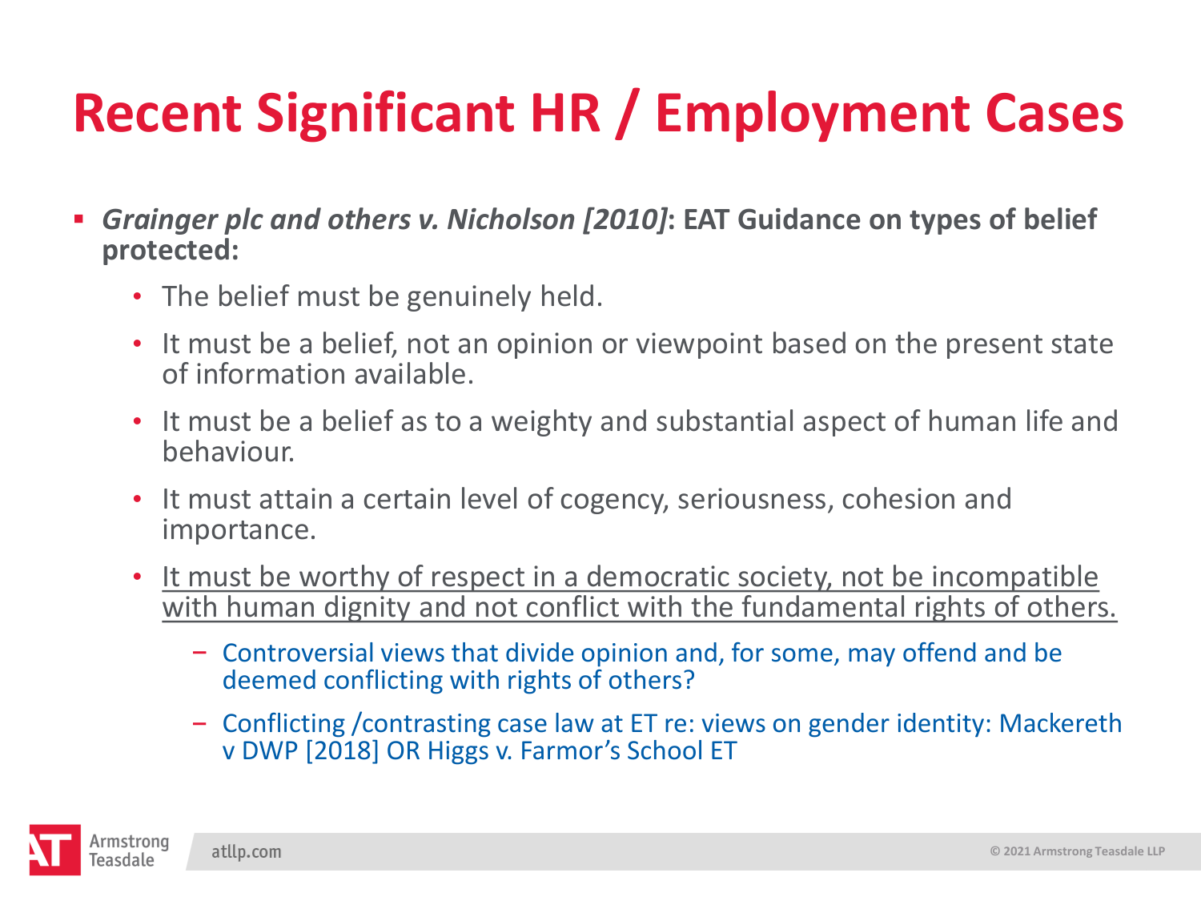# Recent Significant HR / Employment Cases

- ***Grainger plc and others v. Nicholson [2010]*****: EAT Guidance on types of belief protected:**
  - The belief must be genuinely held.
  - It must be a belief, not an opinion or viewpoint based on the present state of information available.
  - It must be a belief as to a weighty and substantial aspect of human life and behaviour.
  - It must attain a certain level of cogency, seriousness, cohesion and importance.
  - <u>It must be worthy of respect in a democratic society, not be incompatible with human dignity and not conflict with the fundamental rights of others.</u>
    - Controversial views that divide opinion and, for some, may offend and be deemed conflicting with rights of others?
    - Conflicting /contrasting case law at ET re: views on gender identity: Mackereth v DWP [2018] OR Higgs v. Farmor's School ET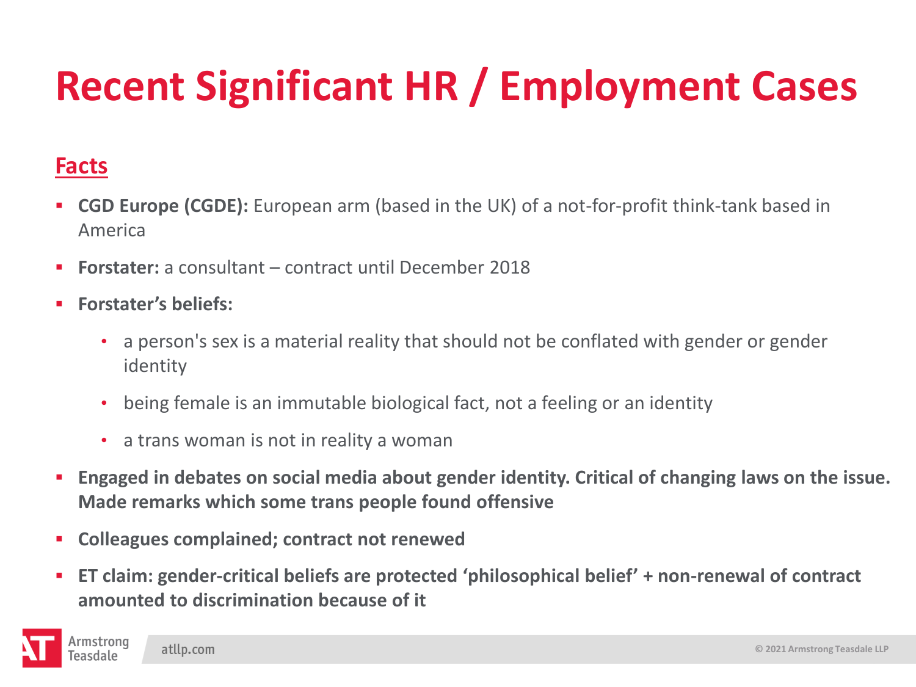# Recent Significant HR / Employment Cases

## Facts

- **CGD Europe (CGDE):** European arm (based in the UK) of a not-for-profit think-tank based in America
- **Forstater:** a consultant – contract until December 2018
- **Forstater's beliefs:**
  - a person's sex is a material reality that should not be conflated with gender or gender identity
  - being female is an immutable biological fact, not a feeling or an identity
  - a trans woman is not in reality a woman
- **Engaged in debates on social media about gender identity. Critical of changing laws on the issue. Made remarks which some trans people found offensive**
- **Colleagues complained; contract not renewed**
- **ET claim: gender-critical beliefs are protected 'philosophical belief' + non-renewal of contract amounted to discrimination because of it**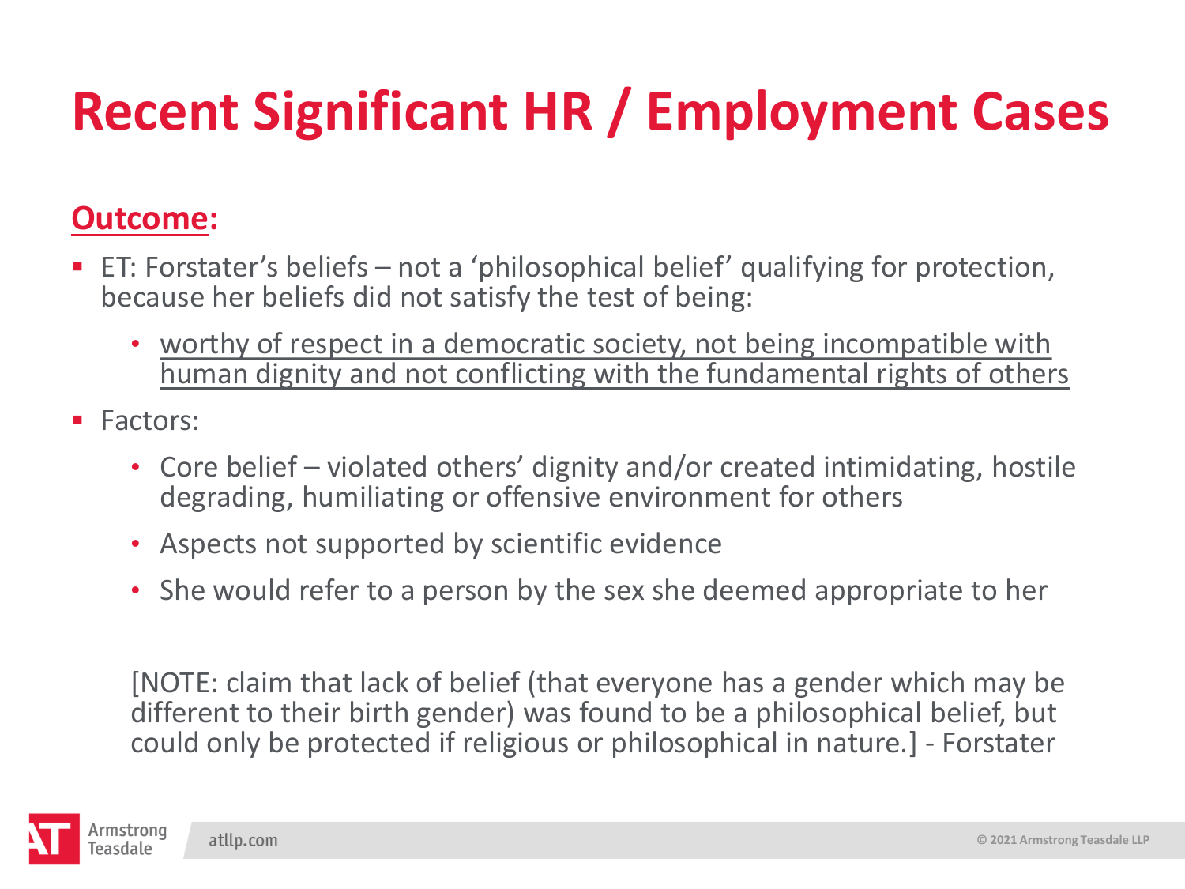# Recent Significant HR / Employment Cases

**<u>Outcome</u>:**

- ET: Forstater's beliefs – not a 'philosophical belief' qualifying for protection, because her beliefs did not satisfy the test of being:
  - <u>worthy of respect in a democratic society, not being incompatible with human dignity and not conflicting with the fundamental rights of others</u>
- Factors:
  - Core belief – violated others' dignity and/or created intimidating, hostile degrading, humiliating or offensive environment for others
  - Aspects not supported by scientific evidence
  - She would refer to a person by the sex she deemed appropriate to her

[NOTE: claim that lack of belief (that everyone has a gender which may be different to their birth gender) was found to be a philosophical belief, but could only be protected if religious or philosophical in nature.] - Forstater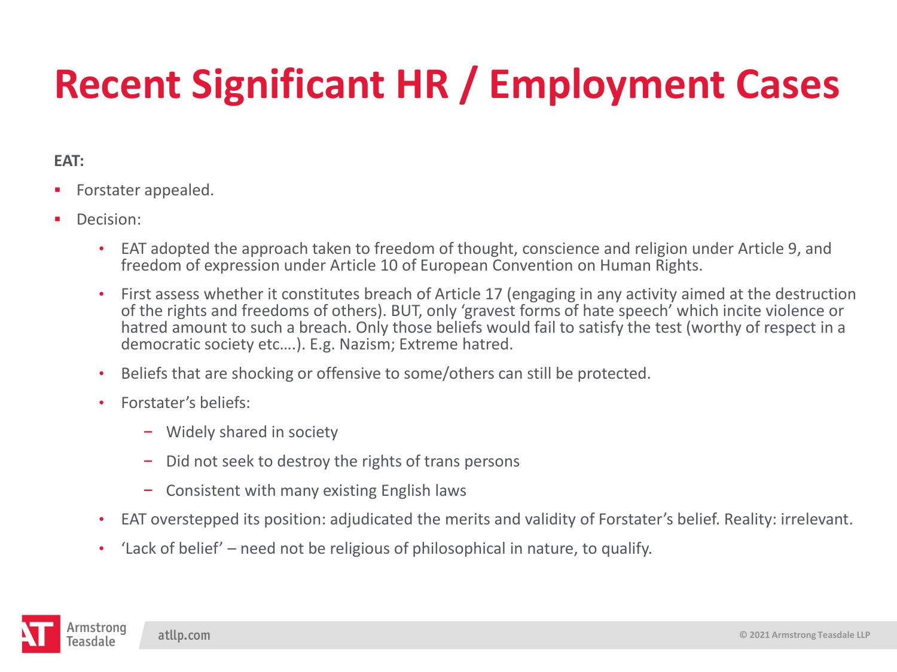# Recent Significant HR / Employment Cases

**EAT:**

- Forstater appealed.
- Decision:
  - EAT adopted the approach taken to freedom of thought, conscience and religion under Article 9, and freedom of expression under Article 10 of European Convention on Human Rights.
  - First assess whether it constitutes breach of Article 17 (engaging in any activity aimed at the destruction of the rights and freedoms of others). BUT, only 'gravest forms of hate speech' which incite violence or hatred amount to such a breach. Only those beliefs would fail to satisfy the test (worthy of respect in a democratic society etc….). E.g. Nazism; Extreme hatred.
  - Beliefs that are shocking or offensive to some/others can still be protected.
  - Forstater's beliefs:
    - Widely shared in society
    - Did not seek to destroy the rights of trans persons
    - Consistent with many existing English laws
  - EAT overstepped its position: adjudicated the merits and validity of Forstater's belief. Reality: irrelevant.
  - 'Lack of belief' – need not be religious of philosophical in nature, to qualify.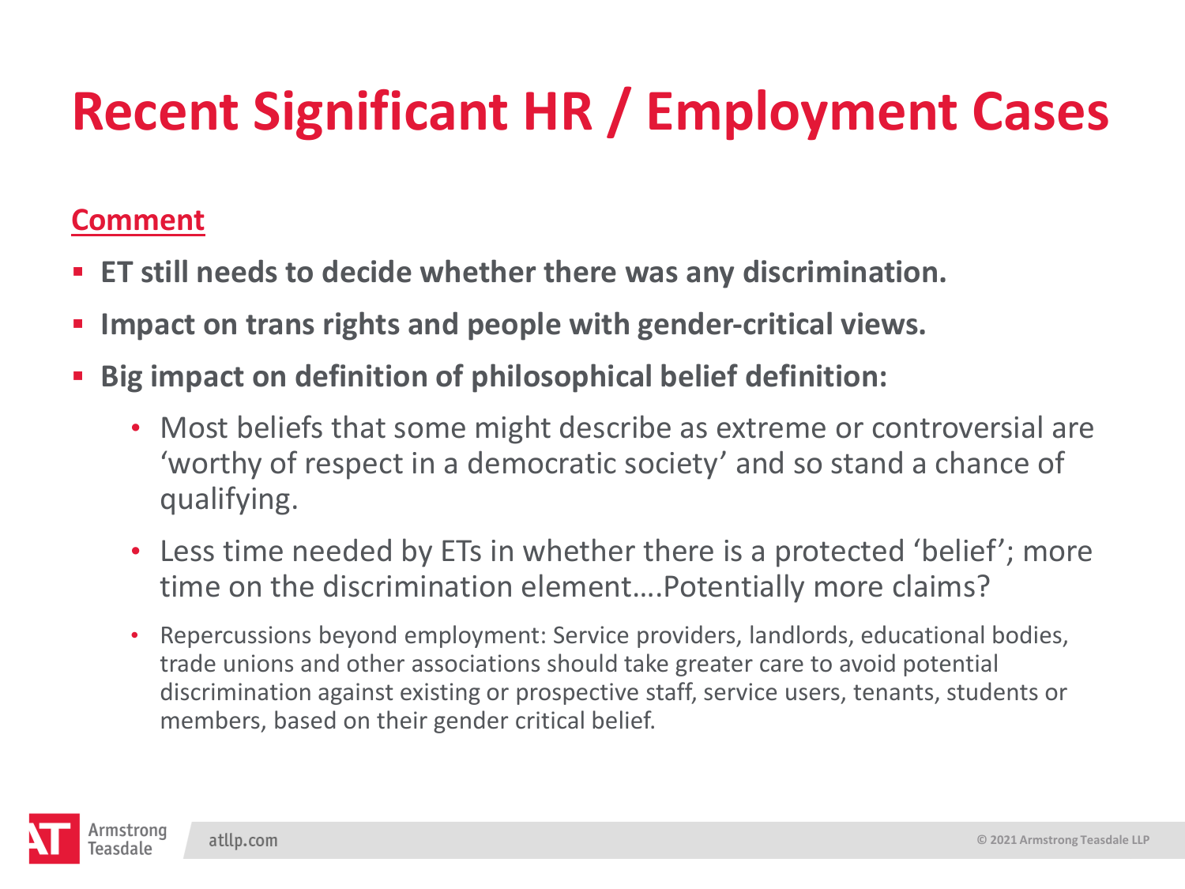# Recent Significant HR / Employment Cases

**Comment**

- **ET still needs to decide whether there was any discrimination.**
- **Impact on trans rights and people with gender-critical views.**
- **Big impact on definition of philosophical belief definition:**
  - Most beliefs that some might describe as extreme or controversial are 'worthy of respect in a democratic society' and so stand a chance of qualifying.
  - Less time needed by ETs in whether there is a protected 'belief'; more time on the discrimination element….Potentially more claims?
  - Repercussions beyond employment: Service providers, landlords, educational bodies, trade unions and other associations should take greater care to avoid potential discrimination against existing or prospective staff, service users, tenants, students or members, based on their gender critical belief.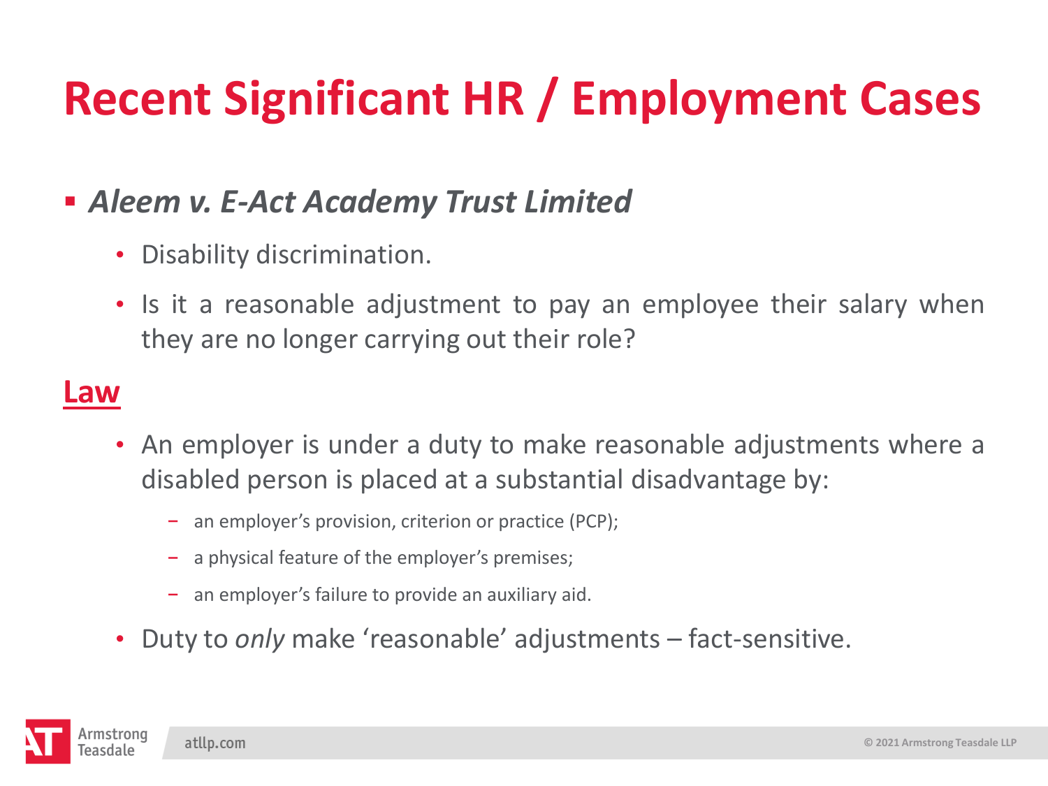# Recent Significant HR / Employment Cases

- ***Aleem v. E-Act Academy Trust Limited***
  - Disability discrimination.
  - Is it a reasonable adjustment to pay an employee their salary when they are no longer carrying out their role?

## Law

- An employer is under a duty to make reasonable adjustments where a disabled person is placed at a substantial disadvantage by:
  - an employer's provision, criterion or practice (PCP);
  - a physical feature of the employer's premises;
  - an employer's failure to provide an auxiliary aid.
- Duty to *only* make 'reasonable' adjustments – fact-sensitive.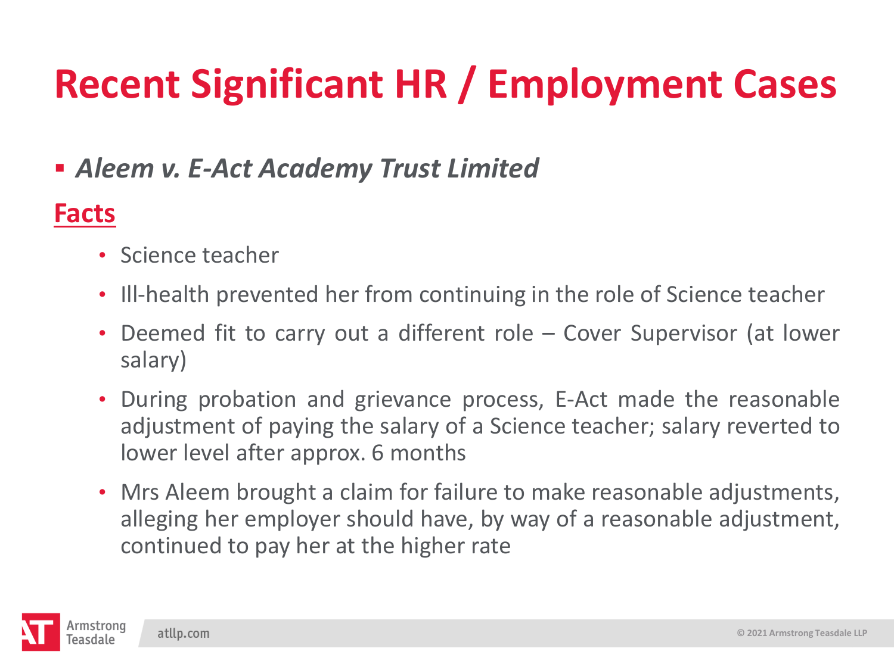# Recent Significant HR / Employment Cases

- ***Aleem v. E-Act Academy Trust Limited***

## Facts

- Science teacher
- Ill-health prevented her from continuing in the role of Science teacher
- Deemed fit to carry out a different role – Cover Supervisor (at lower salary)
- During probation and grievance process, E-Act made the reasonable adjustment of paying the salary of a Science teacher; salary reverted to lower level after approx. 6 months
- Mrs Aleem brought a claim for failure to make reasonable adjustments, alleging her employer should have, by way of a reasonable adjustment, continued to pay her at the higher rate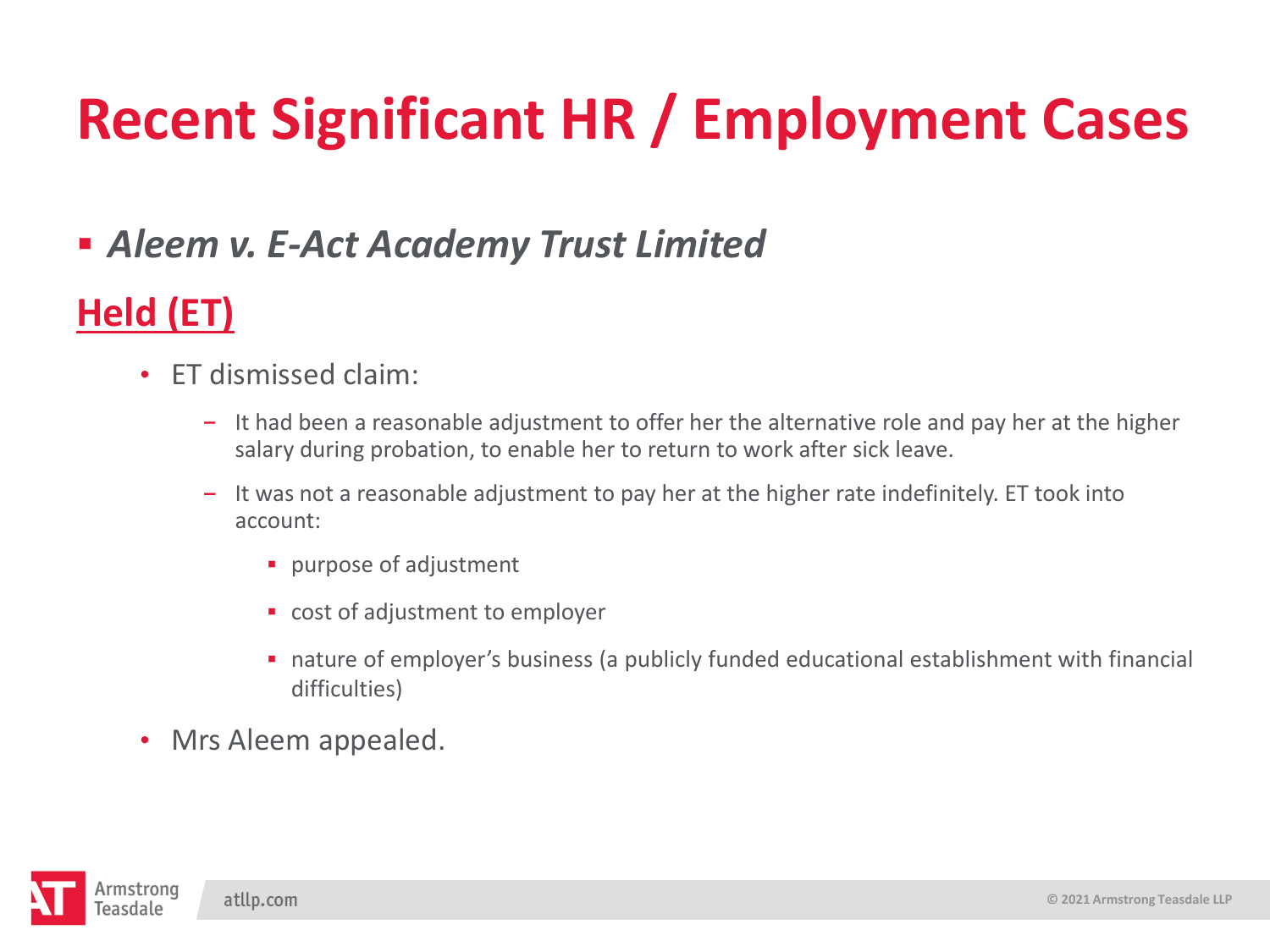# Recent Significant HR / Employment Cases

- ***Aleem v. E-Act Academy Trust Limited***

## Held (ET)

- ET dismissed claim:
  - It had been a reasonable adjustment to offer her the alternative role and pay her at the higher salary during probation, to enable her to return to work after sick leave.
  - It was not a reasonable adjustment to pay her at the higher rate indefinitely. ET took into account:
    - purpose of adjustment
    - cost of adjustment to employer
    - nature of employer's business (a publicly funded educational establishment with financial difficulties)
- Mrs Aleem appealed.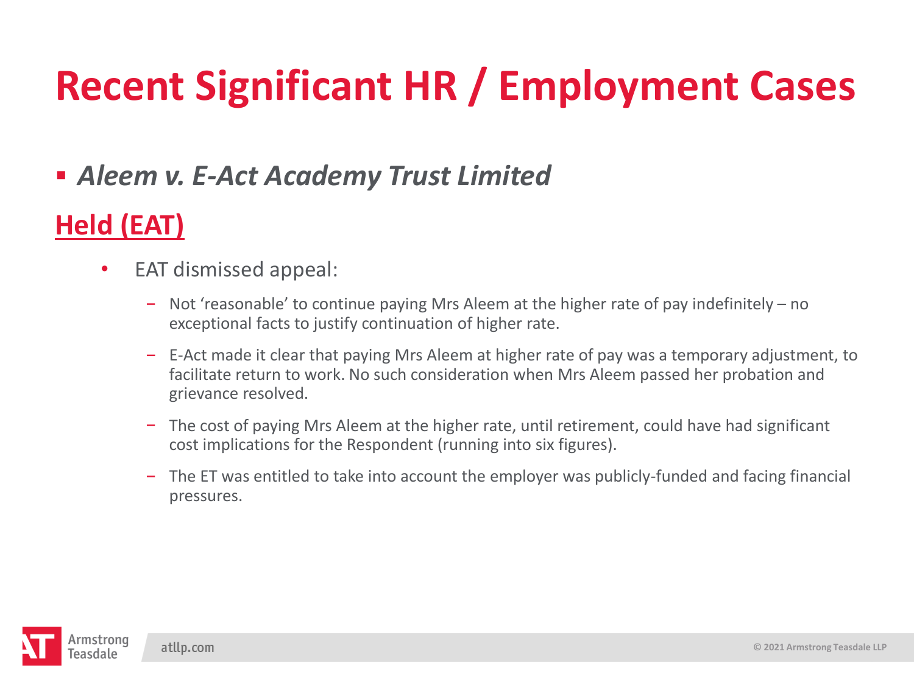# Recent Significant HR / Employment Cases

- ***Aleem v. E-Act Academy Trust Limited***

## Held (EAT)

- EAT dismissed appeal:
  - Not 'reasonable' to continue paying Mrs Aleem at the higher rate of pay indefinitely – no exceptional facts to justify continuation of higher rate.
  - E-Act made it clear that paying Mrs Aleem at higher rate of pay was a temporary adjustment, to facilitate return to work. No such consideration when Mrs Aleem passed her probation and grievance resolved.
  - The cost of paying Mrs Aleem at the higher rate, until retirement, could have had significant cost implications for the Respondent (running into six figures).
  - The ET was entitled to take into account the employer was publicly-funded and facing financial pressures.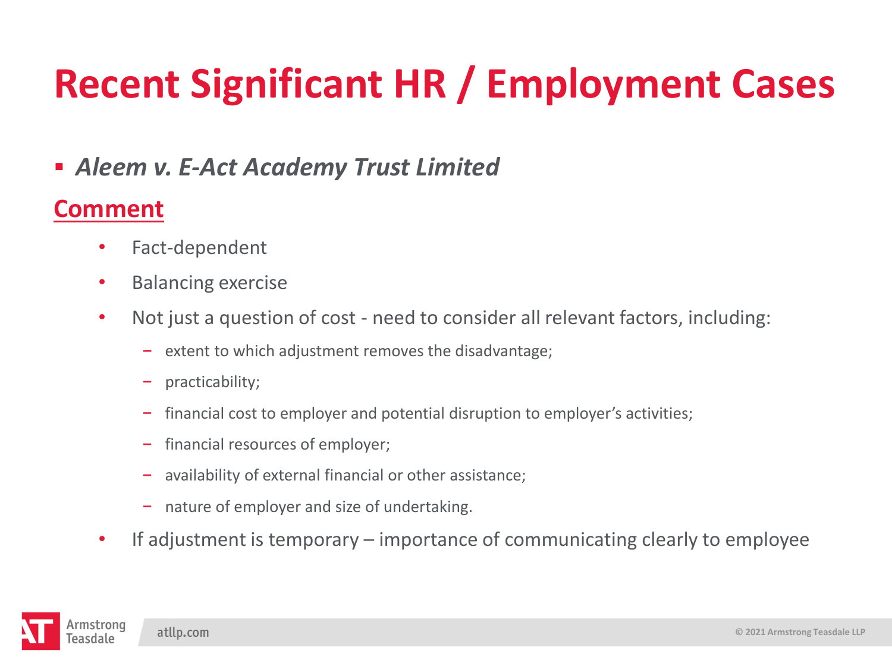# Recent Significant HR / Employment Cases

- ***Aleem v. E-Act Academy Trust Limited***

## Comment

- Fact-dependent
- Balancing exercise
- Not just a question of cost - need to consider all relevant factors, including:
  - extent to which adjustment removes the disadvantage;
  - practicability;
  - financial cost to employer and potential disruption to employer's activities;
  - financial resources of employer;
  - availability of external financial or other assistance;
  - nature of employer and size of undertaking.
- If adjustment is temporary – importance of communicating clearly to employee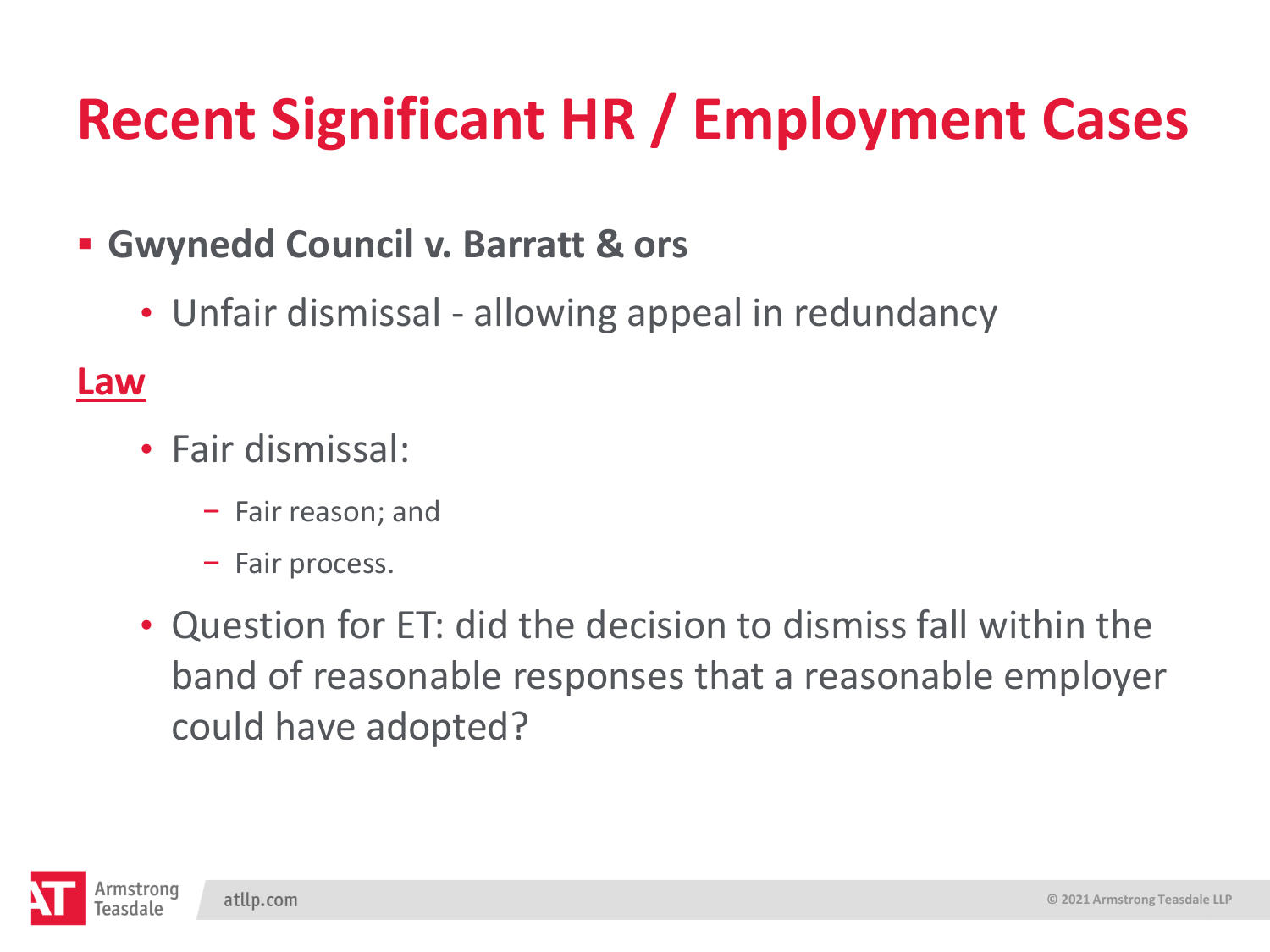# Recent Significant HR / Employment Cases

- **Gwynedd Council v. Barratt & ors**
  - Unfair dismissal - allowing appeal in redundancy

**Law**

- Fair dismissal:
  - Fair reason; and
  - Fair process.
- Question for ET: did the decision to dismiss fall within the band of reasonable responses that a reasonable employer could have adopted?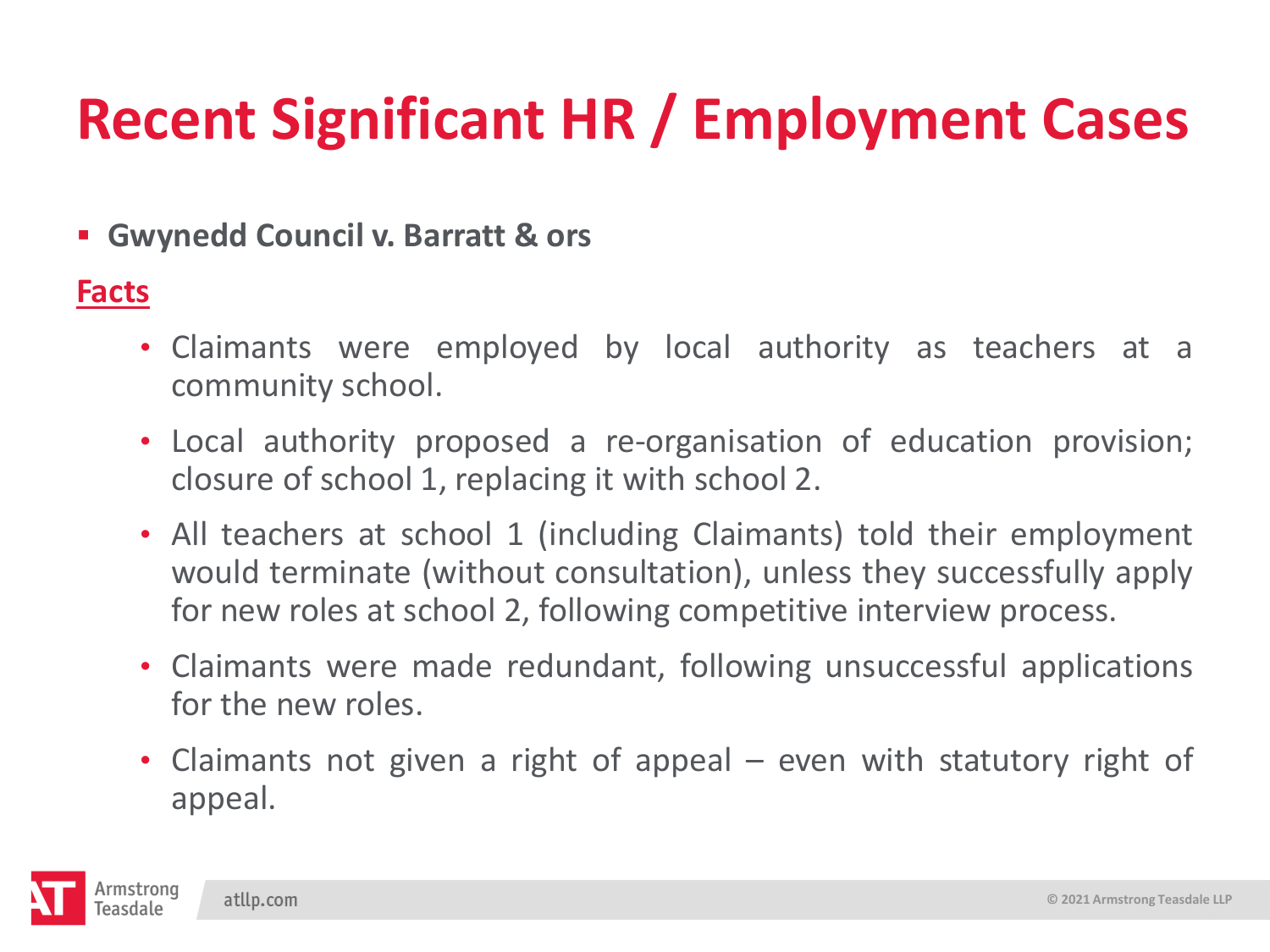# Recent Significant HR / Employment Cases

- **Gwynedd Council v. Barratt & ors**

**Facts**

- Claimants were employed by local authority as teachers at a community school.
- Local authority proposed a re-organisation of education provision; closure of school 1, replacing it with school 2.
- All teachers at school 1 (including Claimants) told their employment would terminate (without consultation), unless they successfully apply for new roles at school 2, following competitive interview process.
- Claimants were made redundant, following unsuccessful applications for the new roles.
- Claimants not given a right of appeal – even with statutory right of appeal.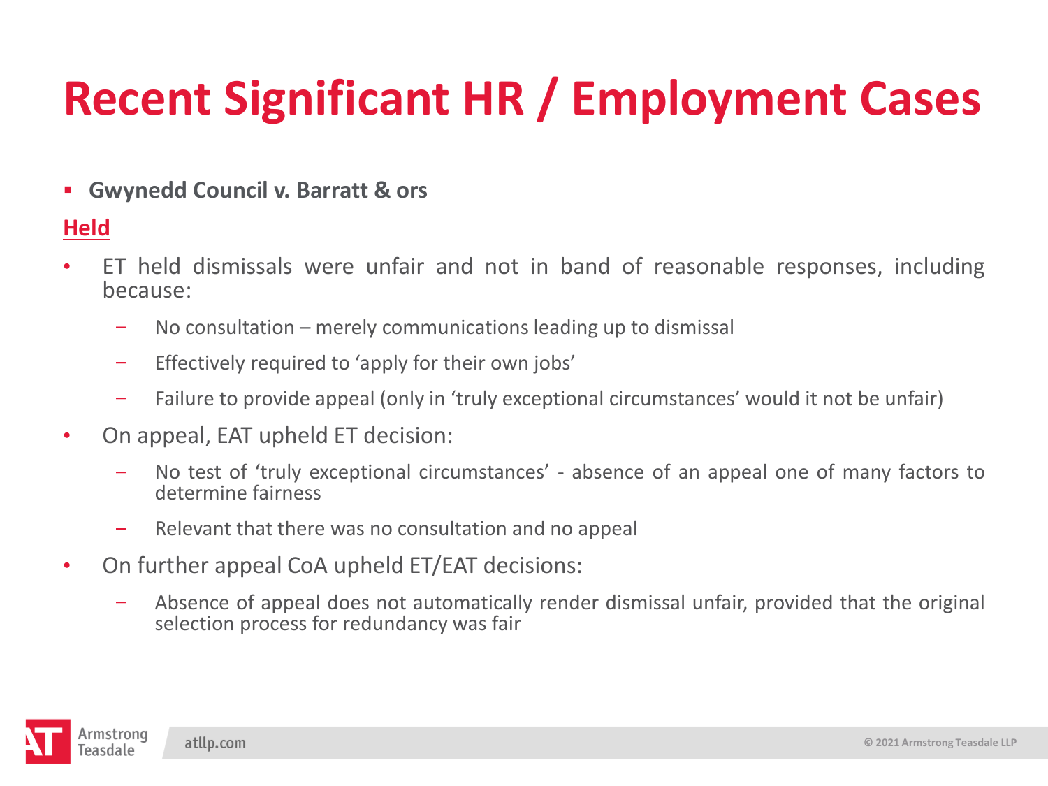# Recent Significant HR / Employment Cases

- **Gwynedd Council v. Barratt & ors**

**Held**

- ET held dismissals were unfair and not in band of reasonable responses, including because:
  - No consultation – merely communications leading up to dismissal
  - Effectively required to 'apply for their own jobs'
  - Failure to provide appeal (only in 'truly exceptional circumstances' would it not be unfair)
- On appeal, EAT upheld ET decision:
  - No test of 'truly exceptional circumstances' - absence of an appeal one of many factors to determine fairness
  - Relevant that there was no consultation and no appeal
- On further appeal CoA upheld ET/EAT decisions:
  - Absence of appeal does not automatically render dismissal unfair, provided that the original selection process for redundancy was fair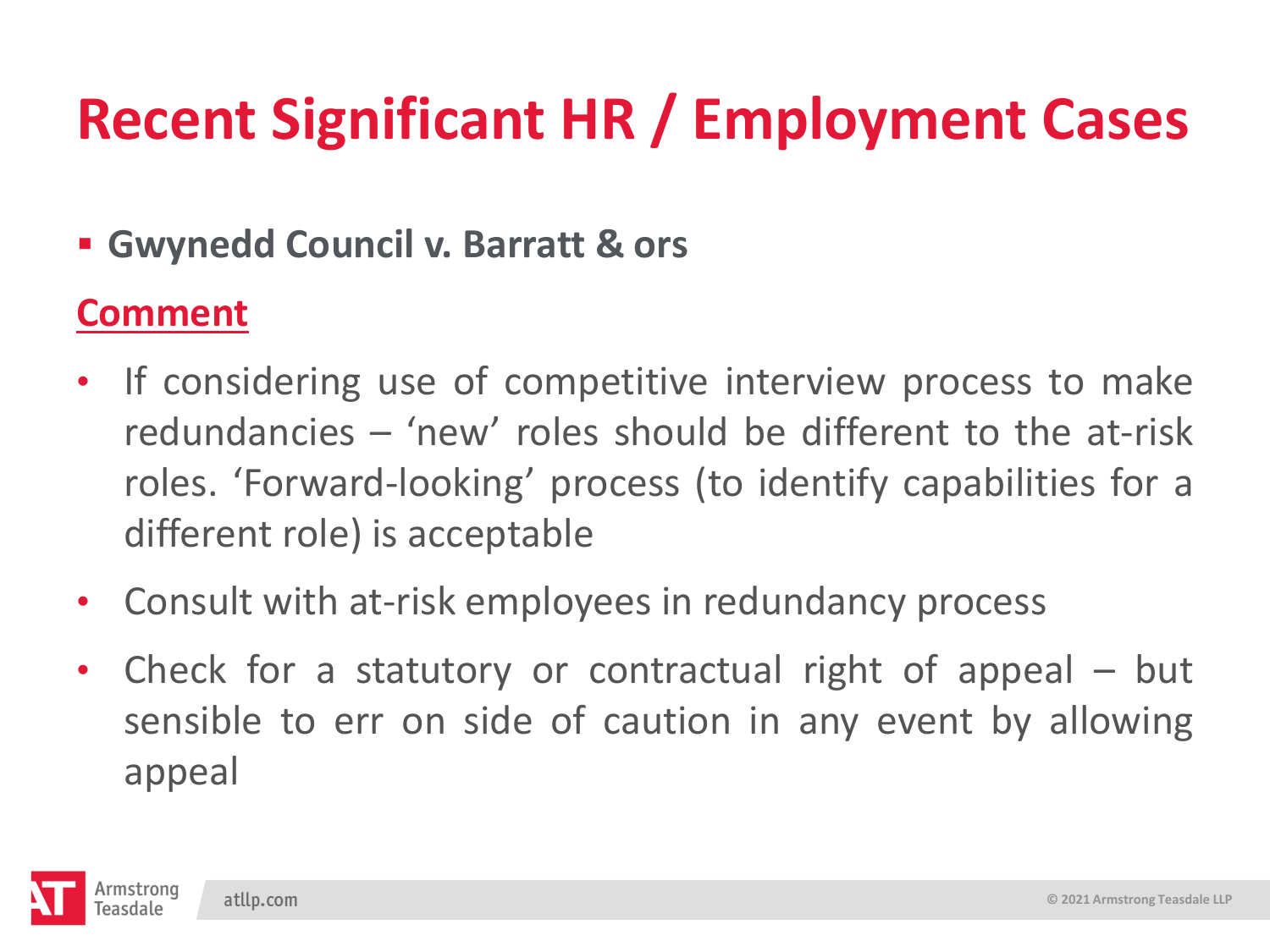# Recent Significant HR / Employment Cases

- **Gwynedd Council v. Barratt & ors**

**Comment**

- If considering use of competitive interview process to make redundancies – 'new' roles should be different to the at-risk roles. 'Forward-looking' process (to identify capabilities for a different role) is acceptable
- Consult with at-risk employees in redundancy process
- Check for a statutory or contractual right of appeal – but sensible to err on side of caution in any event by allowing appeal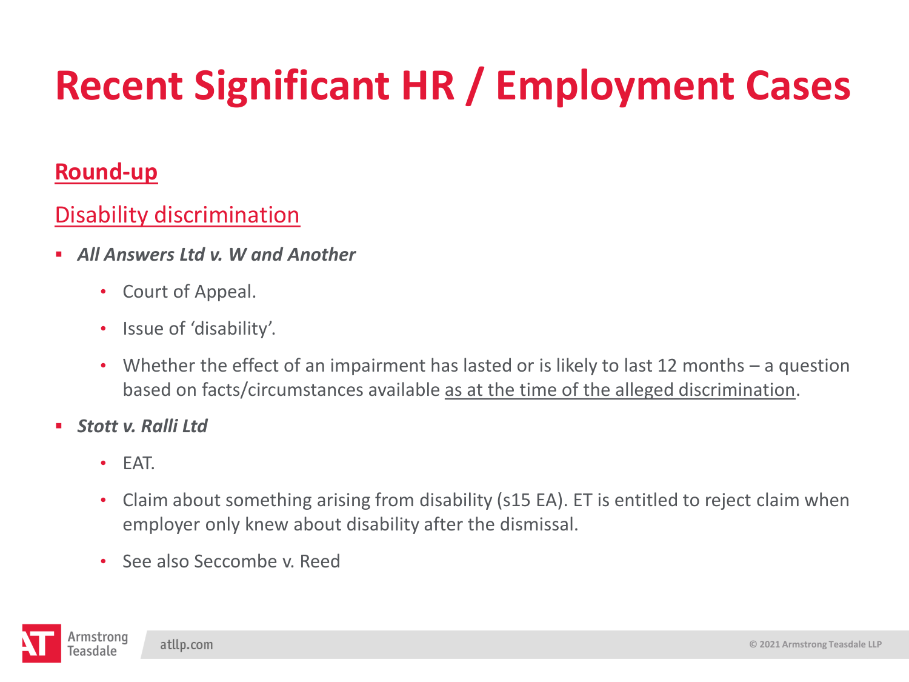# Recent Significant HR / Employment Cases

## Round-up

### Disability discrimination

- ***All Answers Ltd v. W and Another***
  - Court of Appeal.
  - Issue of 'disability'.
  - Whether the effect of an impairment has lasted or is likely to last 12 months – a question based on facts/circumstances available as at the time of the alleged discrimination.
- ***Stott v. Ralli Ltd***
  - EAT.
  - Claim about something arising from disability (s15 EA). ET is entitled to reject claim when employer only knew about disability after the dismissal.
  - See also Seccombe v. Reed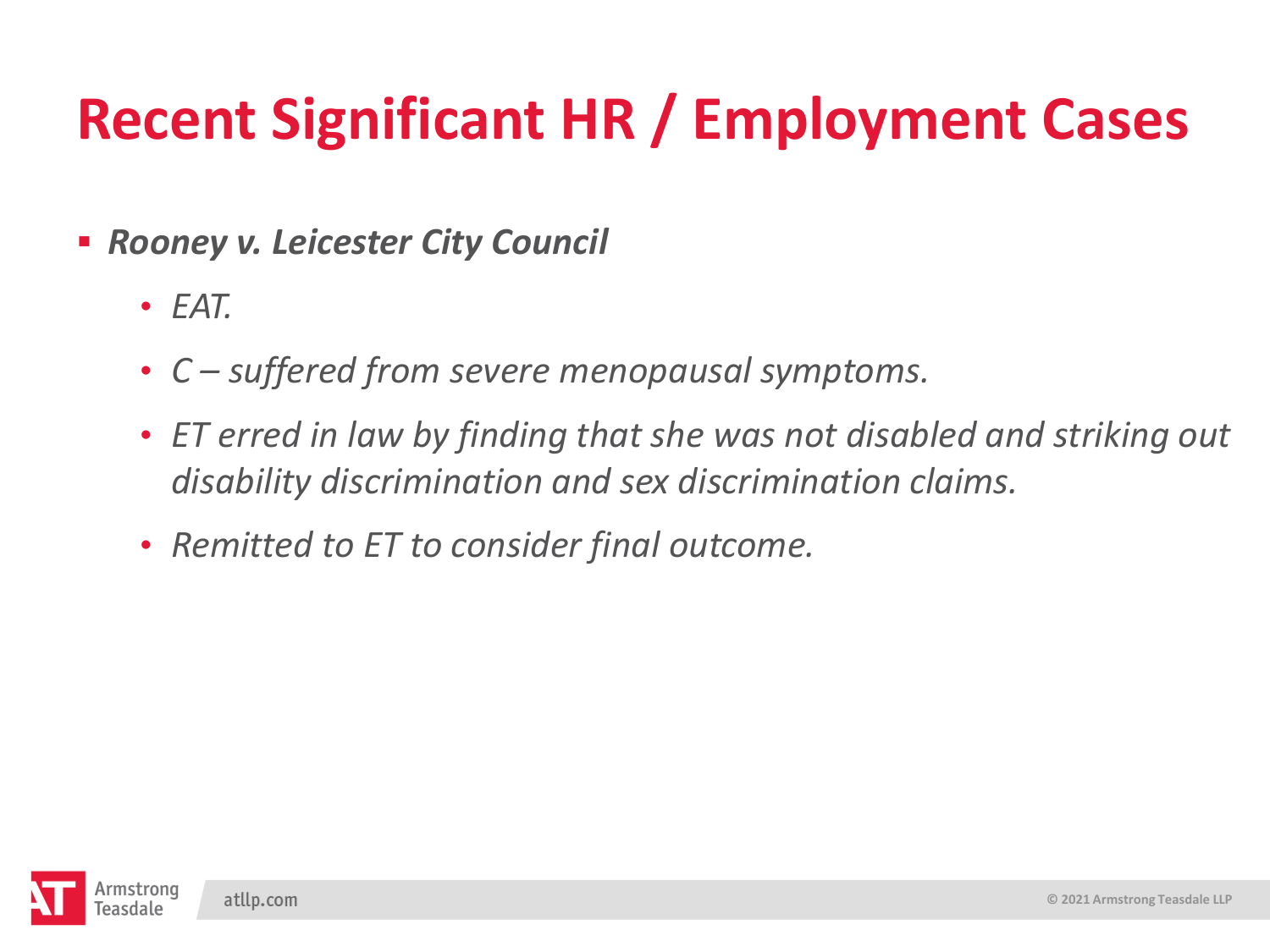# Recent Significant HR / Employment Cases

- ***Rooney v. Leicester City Council***
  - *EAT.*
  - *C – suffered from severe menopausal symptoms.*
  - *ET erred in law by finding that she was not disabled and striking out disability discrimination and sex discrimination claims.*
  - *Remitted to ET to consider final outcome.*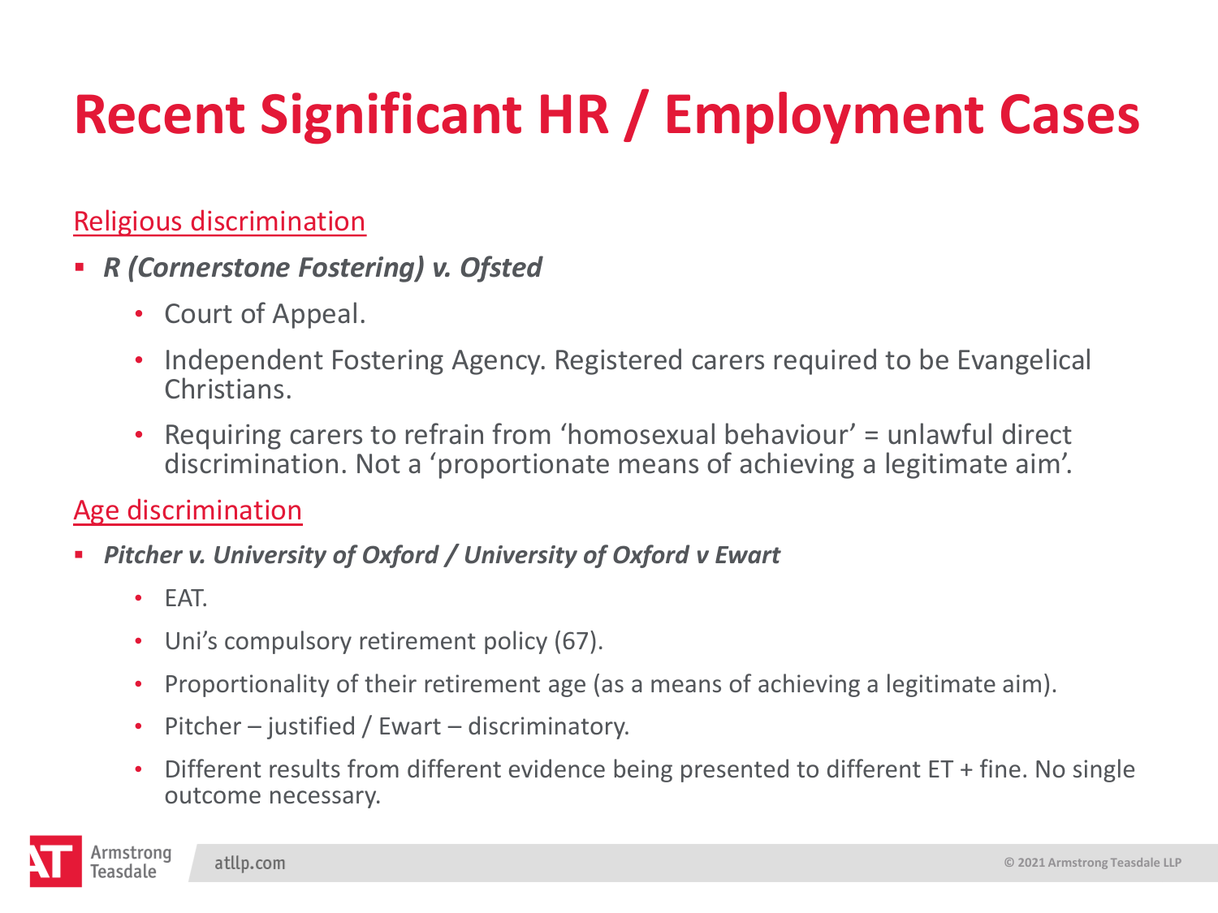# Recent Significant HR / Employment Cases

<u>Religious discrimination</u>

- ***R (Cornerstone Fostering) v. Ofsted***
  - Court of Appeal.
  - Independent Fostering Agency. Registered carers required to be Evangelical Christians.
  - Requiring carers to refrain from 'homosexual behaviour' = unlawful direct discrimination. Not a 'proportionate means of achieving a legitimate aim'.

<u>Age discrimination</u>

- ***Pitcher v. University of Oxford / University of Oxford v Ewart***
  - EAT.
  - Uni's compulsory retirement policy (67).
  - Proportionality of their retirement age (as a means of achieving a legitimate aim).
  - Pitcher – justified / Ewart – discriminatory.
  - Different results from different evidence being presented to different ET + fine. No single outcome necessary.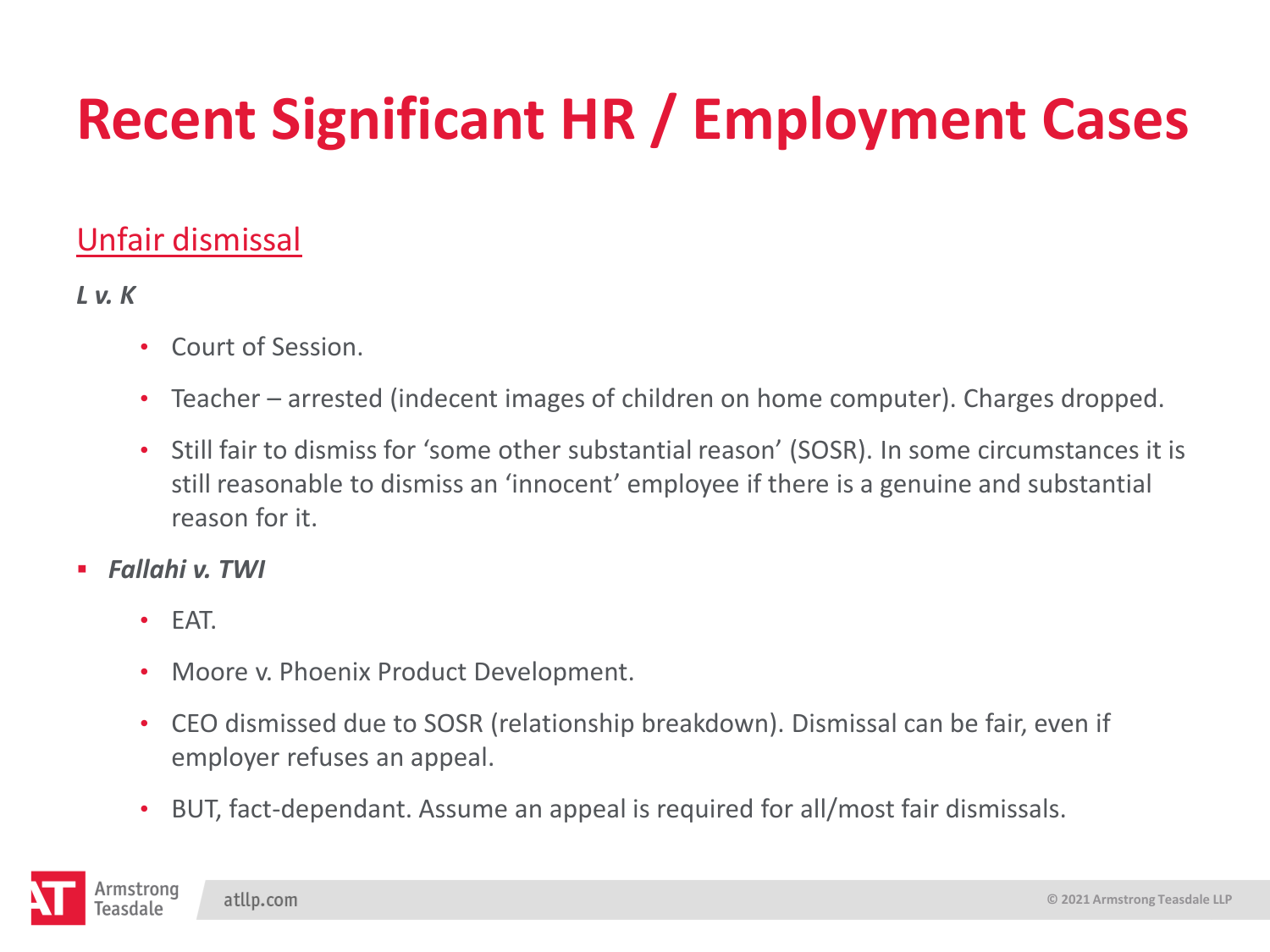# Recent Significant HR / Employment Cases

## Unfair dismissal

***L v. K***

- Court of Session.
- Teacher – arrested (indecent images of children on home computer). Charges dropped.
- Still fair to dismiss for 'some other substantial reason' (SOSR). In some circumstances it is still reasonable to dismiss an 'innocent' employee if there is a genuine and substantial reason for it.

- ***Fallahi v. TWI***
  - EAT.
  - Moore v. Phoenix Product Development.
  - CEO dismissed due to SOSR (relationship breakdown). Dismissal can be fair, even if employer refuses an appeal.
  - BUT, fact-dependant. Assume an appeal is required for all/most fair dismissals.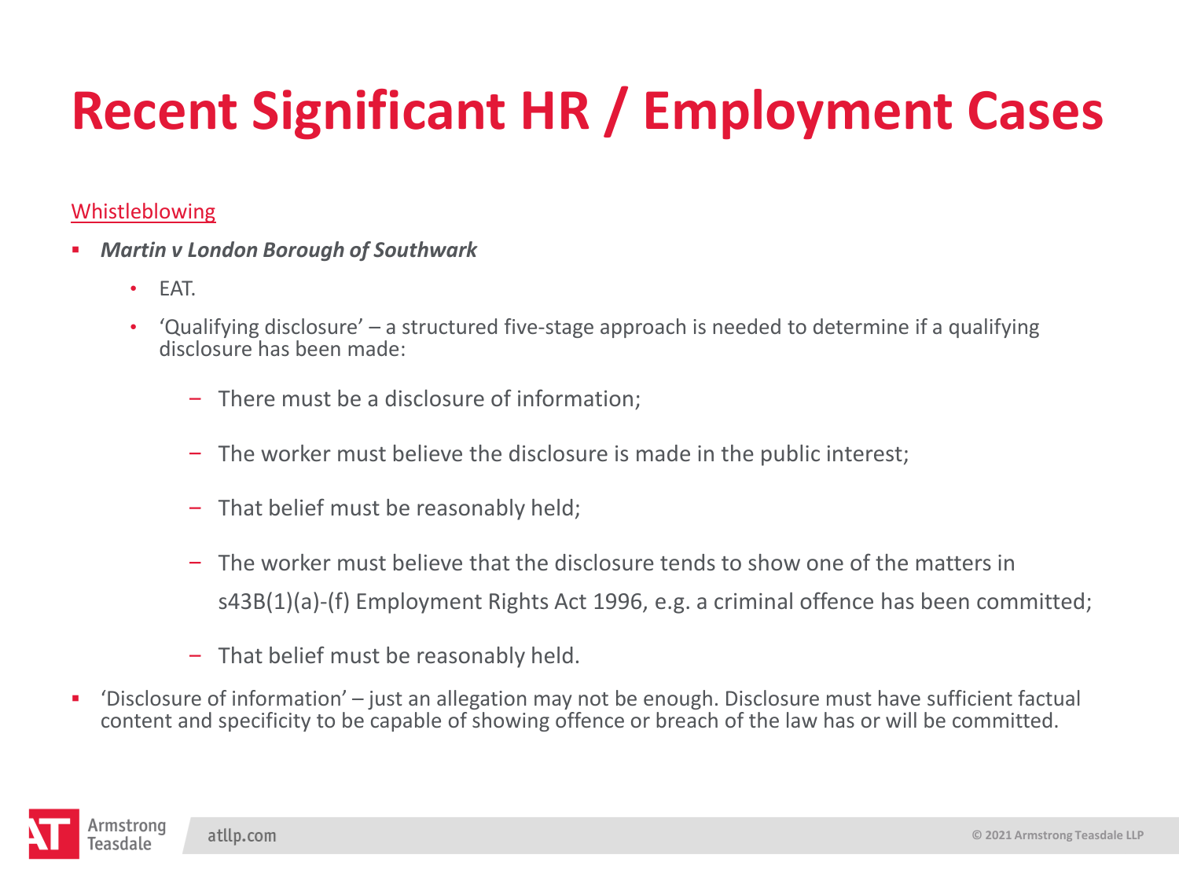# Recent Significant HR / Employment Cases

Whistleblowing

- ***Martin v London Borough of Southwark***
  - EAT.
  - 'Qualifying disclosure' – a structured five-stage approach is needed to determine if a qualifying disclosure has been made:
    - There must be a disclosure of information;
    - The worker must believe the disclosure is made in the public interest;
    - That belief must be reasonably held;
    - The worker must believe that the disclosure tends to show one of the matters in s43B(1)(a)-(f) Employment Rights Act 1996, e.g. a criminal offence has been committed;
    - That belief must be reasonably held.
- 'Disclosure of information' – just an allegation may not be enough. Disclosure must have sufficient factual content and specificity to be capable of showing offence or breach of the law has or will be committed.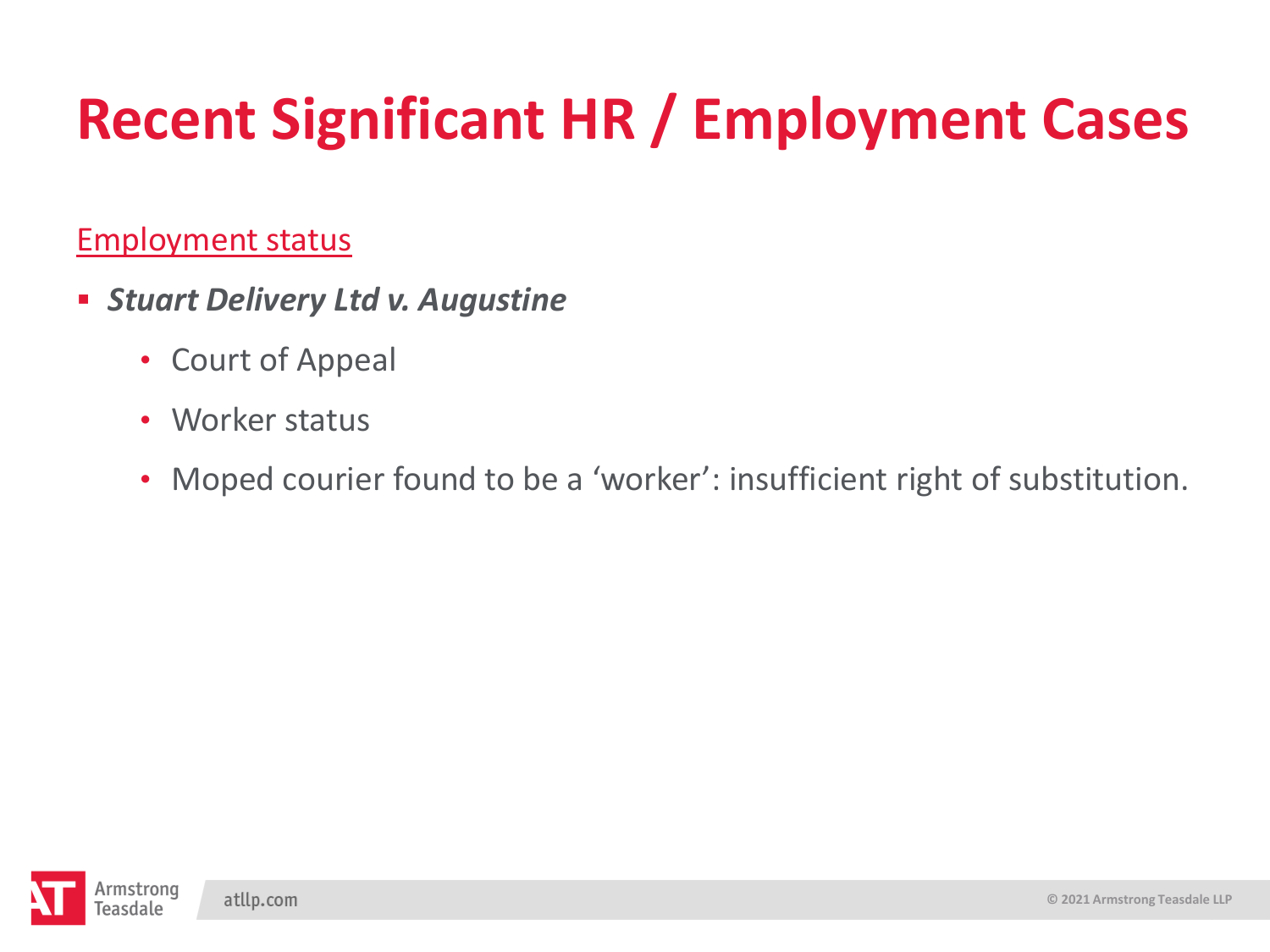# Recent Significant HR / Employment Cases

Employment status

- ***Stuart Delivery Ltd v. Augustine***
  - Court of Appeal
  - Worker status
  - Moped courier found to be a ‘worker’: insufficient right of substitution.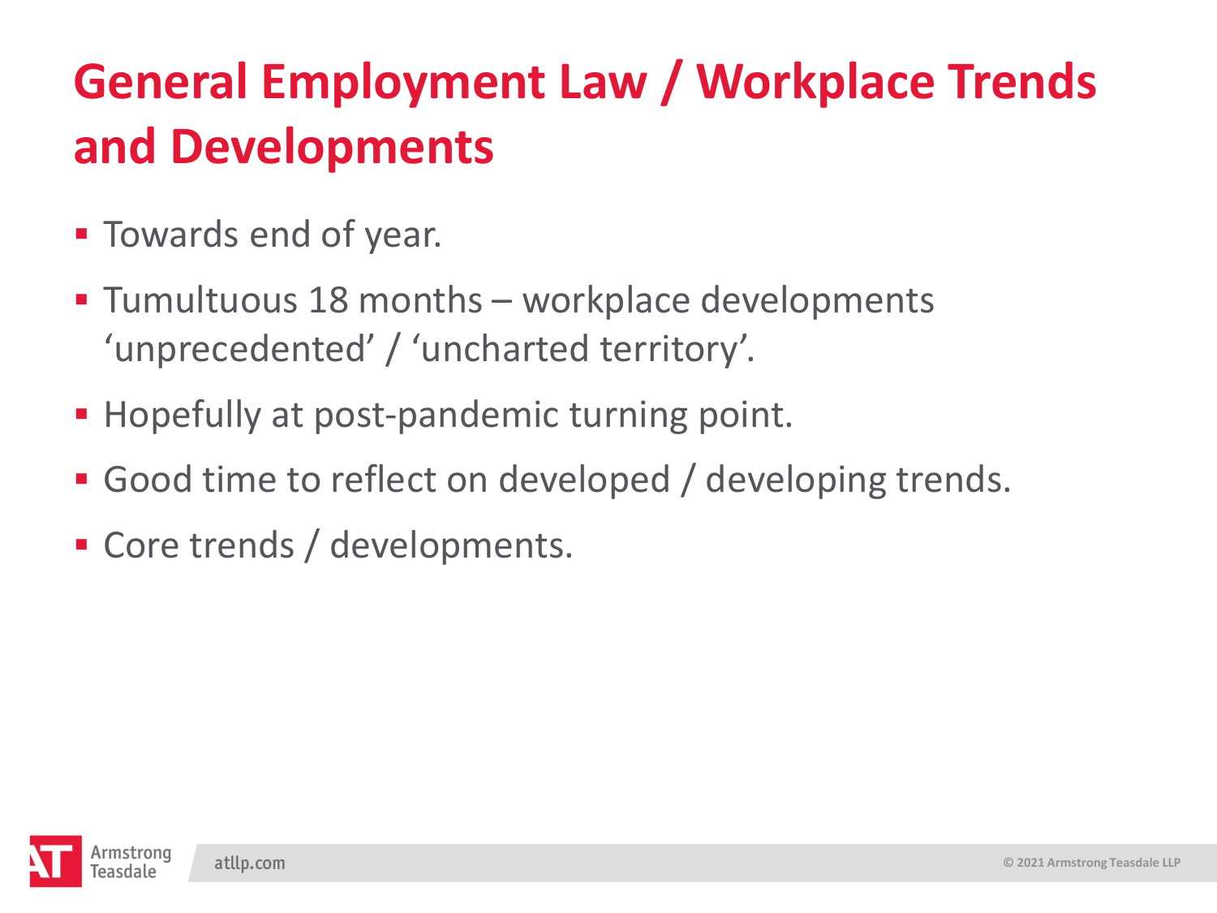# General Employment Law / Workplace Trends and Developments

- Towards end of year.
- Tumultuous 18 months – workplace developments 'unprecedented' / 'uncharted territory'.
- Hopefully at post-pandemic turning point.
- Good time to reflect on developed / developing trends.
- Core trends / developments.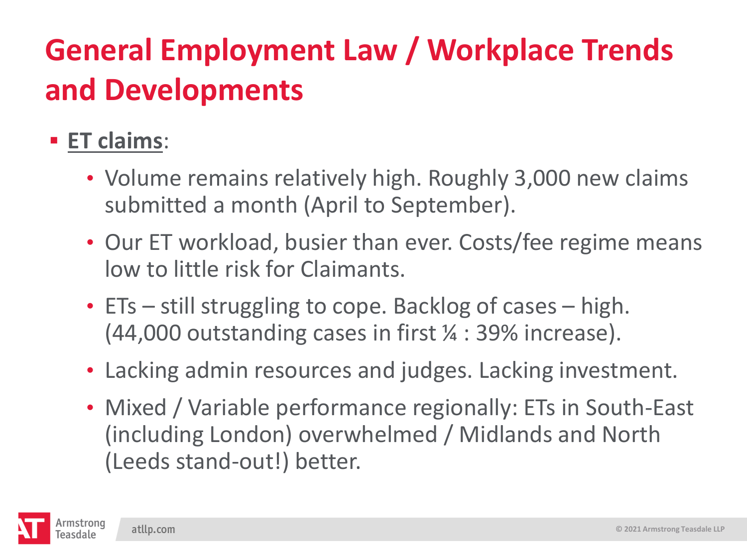# General Employment Law / Workplace Trends and Developments

- **ET claims**:
  - Volume remains relatively high. Roughly 3,000 new claims submitted a month (April to September).
  - Our ET workload, busier than ever. Costs/fee regime means low to little risk for Claimants.
  - ETs – still struggling to cope. Backlog of cases – high. (44,000 outstanding cases in first ¼ : 39% increase).
  - Lacking admin resources and judges. Lacking investment.
  - Mixed / Variable performance regionally: ETs in South-East (including London) overwhelmed / Midlands and North (Leeds stand-out!) better.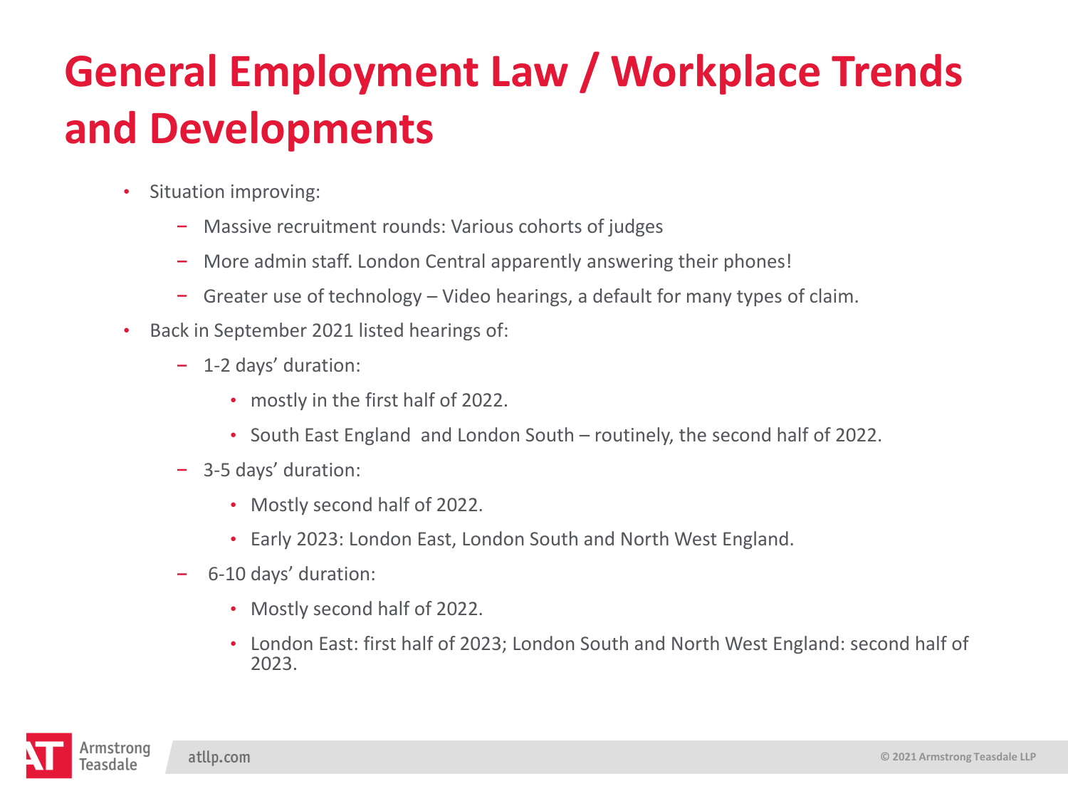# General Employment Law / Workplace Trends and Developments

- Situation improving:
  - Massive recruitment rounds: Various cohorts of judges
  - More admin staff. London Central apparently answering their phones!
  - Greater use of technology – Video hearings, a default for many types of claim.
- Back in September 2021 listed hearings of:
  - 1-2 days' duration:
    - mostly in the first half of 2022.
    - South East England and London South – routinely, the second half of 2022.
  - 3-5 days' duration:
    - Mostly second half of 2022.
    - Early 2023: London East, London South and North West England.
  - 6-10 days' duration:
    - Mostly second half of 2022.
    - London East: first half of 2023; London South and North West England: second half of 2023.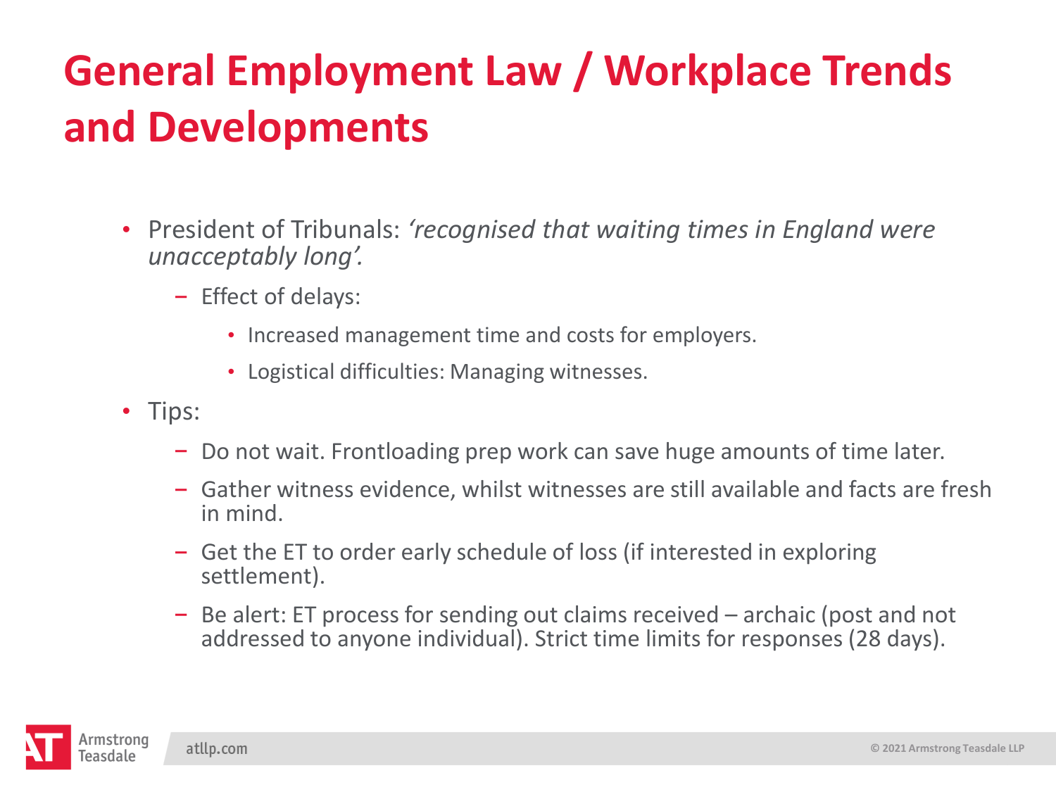# General Employment Law / Workplace Trends and Developments

- President of Tribunals: *'recognised that waiting times in England were unacceptably long'.*
  - Effect of delays:
    - Increased management time and costs for employers.
    - Logistical difficulties: Managing witnesses.
- Tips:
  - Do not wait. Frontloading prep work can save huge amounts of time later.
  - Gather witness evidence, whilst witnesses are still available and facts are fresh in mind.
  - Get the ET to order early schedule of loss (if interested in exploring settlement).
  - Be alert: ET process for sending out claims received – archaic (post and not addressed to anyone individual). Strict time limits for responses (28 days).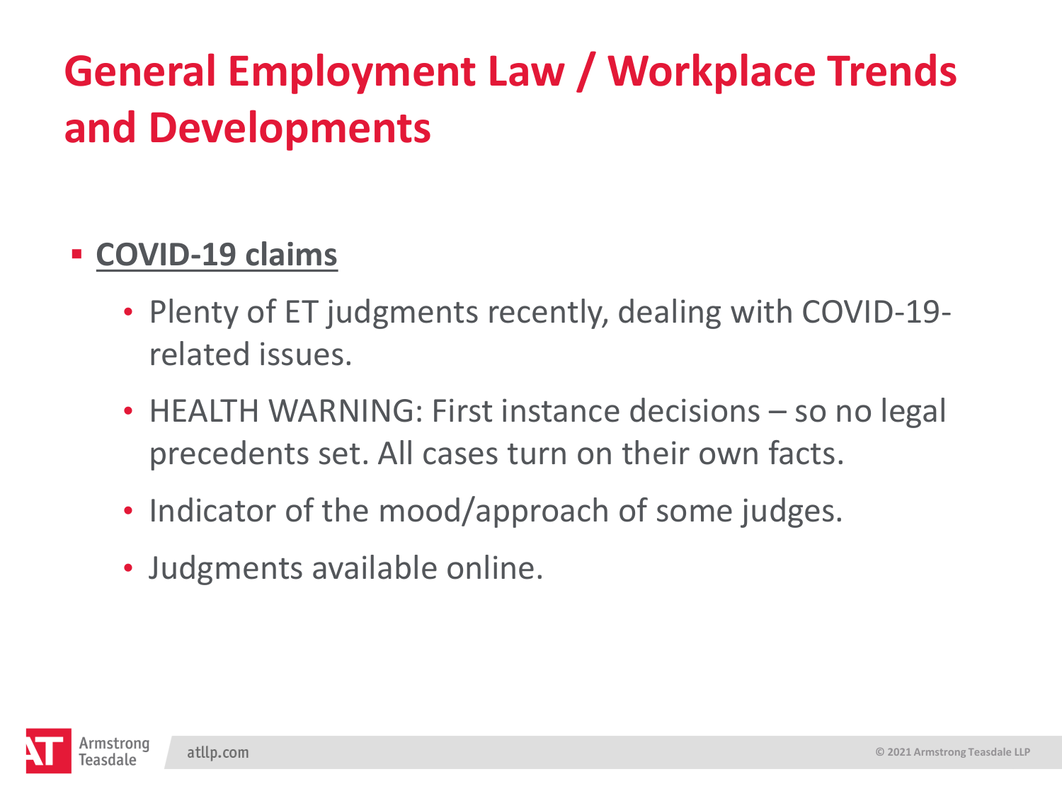# General Employment Law / Workplace Trends and Developments

- **COVID-19 claims**
  - Plenty of ET judgments recently, dealing with COVID-19-related issues.
  - HEALTH WARNING: First instance decisions – so no legal precedents set. All cases turn on their own facts.
  - Indicator of the mood/approach of some judges.
  - Judgments available online.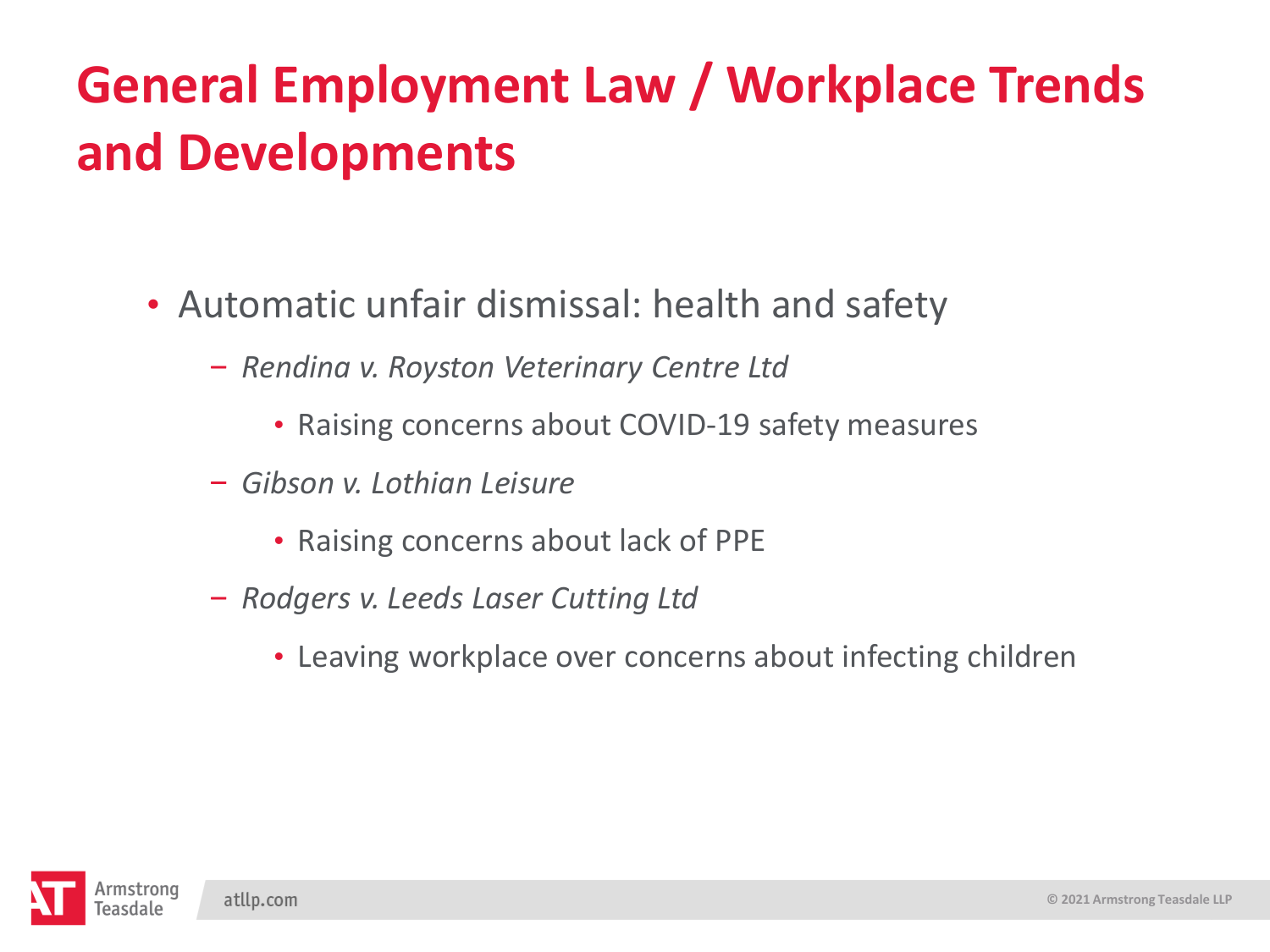# General Employment Law / Workplace Trends and Developments

- Automatic unfair dismissal: health and safety
  - *Rendina v. Royston Veterinary Centre Ltd*
    - Raising concerns about COVID-19 safety measures
  - *Gibson v. Lothian Leisure*
    - Raising concerns about lack of PPE
  - *Rodgers v. Leeds Laser Cutting Ltd*
    - Leaving workplace over concerns about infecting children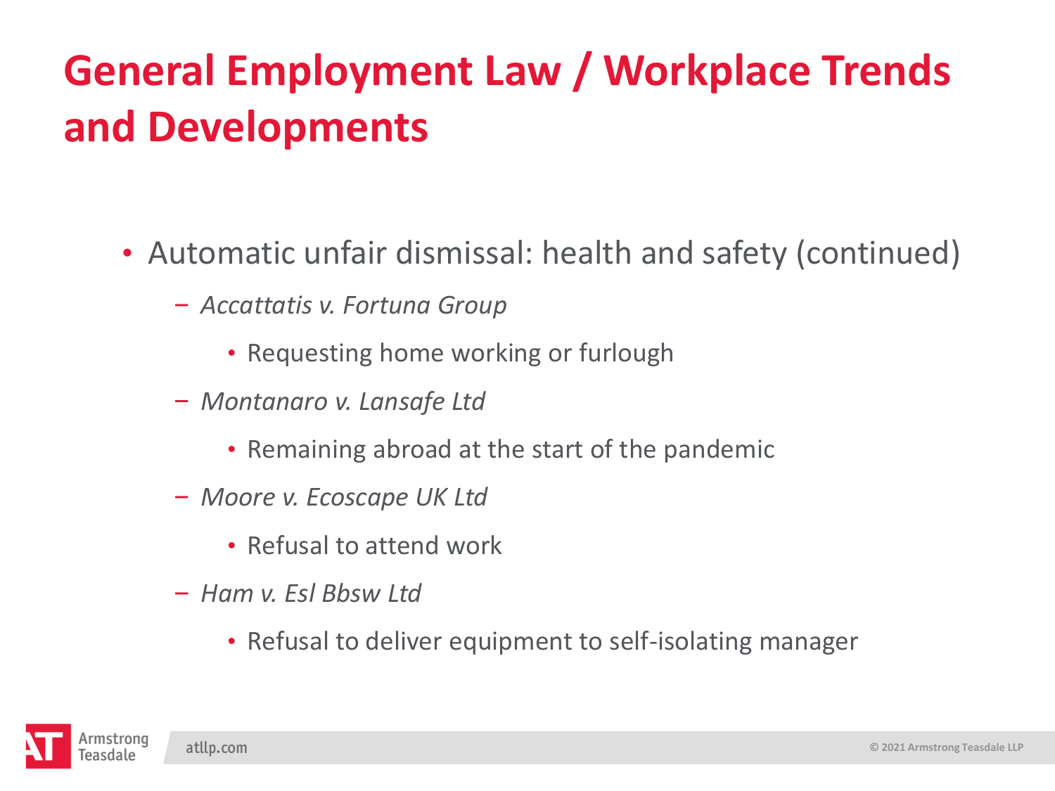# General Employment Law / Workplace Trends and Developments

- Automatic unfair dismissal: health and safety (continued)
  - *Accattatis v. Fortuna Group*
    - Requesting home working or furlough
  - *Montanaro v. Lansafe Ltd*
    - Remaining abroad at the start of the pandemic
  - *Moore v. Ecoscape UK Ltd*
    - Refusal to attend work
  - *Ham v. Esl Bbsw Ltd*
    - Refusal to deliver equipment to self-isolating manager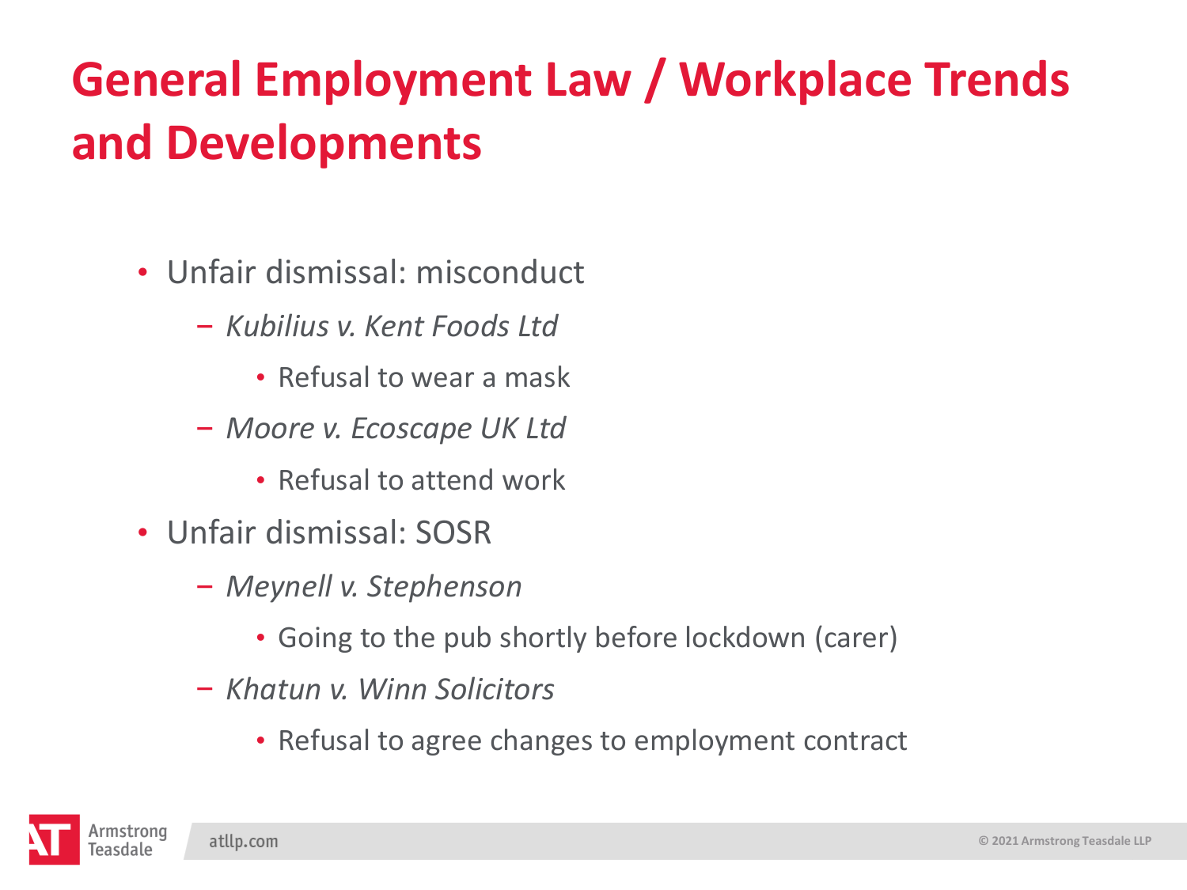# General Employment Law / Workplace Trends and Developments

- Unfair dismissal: misconduct
  - *Kubilius v. Kent Foods Ltd*
    - Refusal to wear a mask
  - *Moore v. Ecoscape UK Ltd*
    - Refusal to attend work
- Unfair dismissal: SOSR
  - *Meynell v. Stephenson*
    - Going to the pub shortly before lockdown (carer)
  - *Khatun v. Winn Solicitors*
    - Refusal to agree changes to employment contract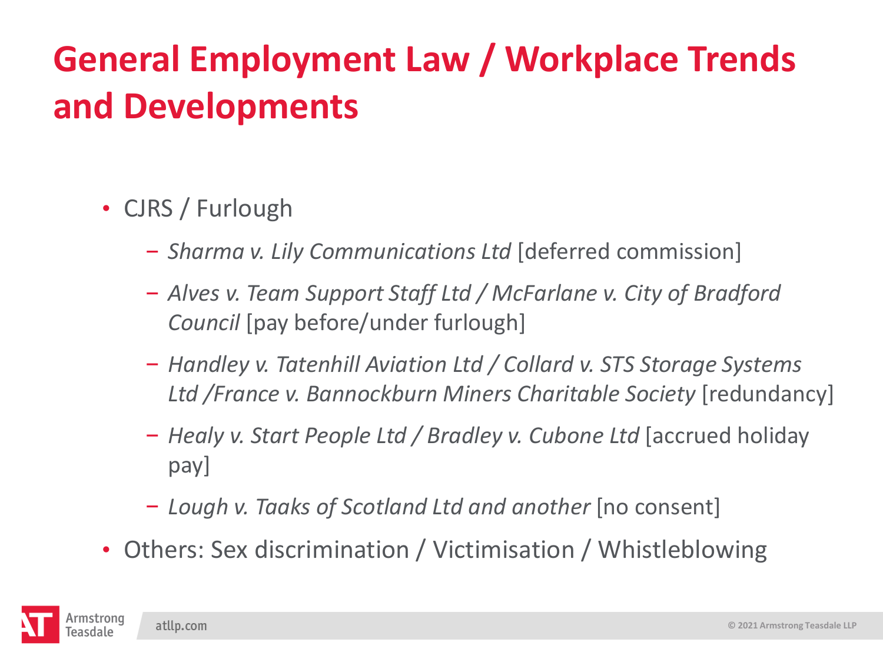# General Employment Law / Workplace Trends and Developments

- CJRS / Furlough
  - *Sharma v. Lily Communications Ltd* [deferred commission]
  - *Alves v. Team Support Staff Ltd / McFarlane v. City of Bradford Council* [pay before/under furlough]
  - *Handley v. Tatenhill Aviation Ltd / Collard v. STS Storage Systems Ltd /France v. Bannockburn Miners Charitable Society* [redundancy]
  - *Healy v. Start People Ltd / Bradley v. Cubone Ltd* [accrued holiday pay]
  - *Lough v. Taaks of Scotland Ltd and another* [no consent]
- Others: Sex discrimination / Victimisation / Whistleblowing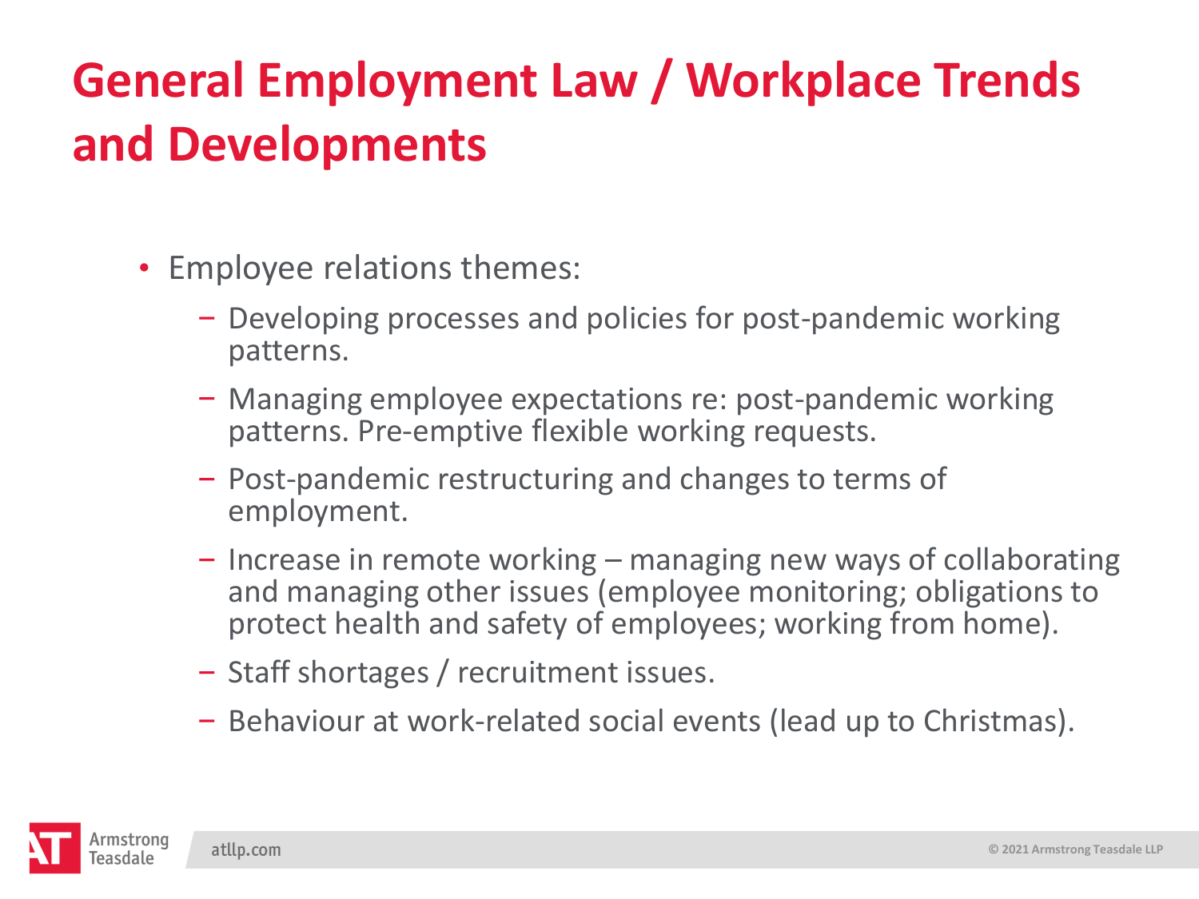# General Employment Law / Workplace Trends and Developments

- Employee relations themes:
  - Developing processes and policies for post-pandemic working patterns.
  - Managing employee expectations re: post-pandemic working patterns. Pre-emptive flexible working requests.
  - Post-pandemic restructuring and changes to terms of employment.
  - Increase in remote working – managing new ways of collaborating and managing other issues (employee monitoring; obligations to protect health and safety of employees; working from home).
  - Staff shortages / recruitment issues.
  - Behaviour at work-related social events (lead up to Christmas).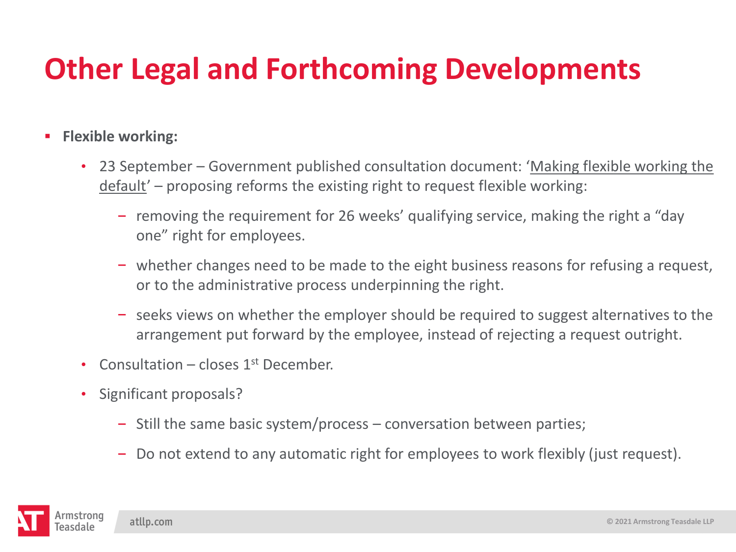# Other Legal and Forthcoming Developments

- **Flexible working:**
  - 23 September – Government published consultation document: '<u>Making flexible working the default</u>' – proposing reforms the existing right to request flexible working:
    - removing the requirement for 26 weeks' qualifying service, making the right a "day one" right for employees.
    - whether changes need to be made to the eight business reasons for refusing a request, or to the administrative process underpinning the right.
    - seeks views on whether the employer should be required to suggest alternatives to the arrangement put forward by the employee, instead of rejecting a request outright.
  - Consultation – closes 1st December.
  - Significant proposals?
    - Still the same basic system/process – conversation between parties;
    - Do not extend to any automatic right for employees to work flexibly (just request).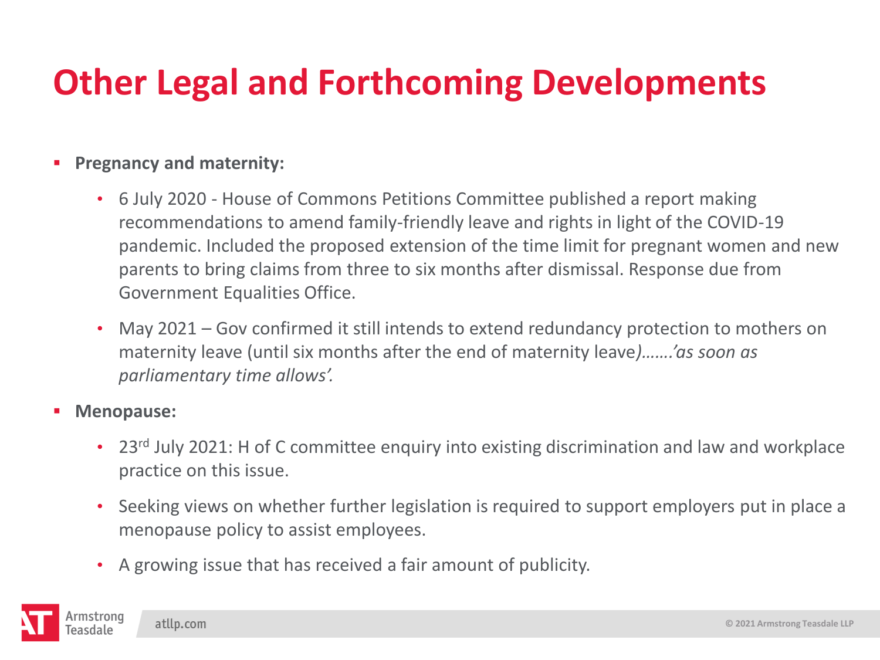# Other Legal and Forthcoming Developments

- **Pregnancy and maternity:**
  - 6 July 2020 - House of Commons Petitions Committee published a report making recommendations to amend family-friendly leave and rights in light of the COVID-19 pandemic. Included the proposed extension of the time limit for pregnant women and new parents to bring claims from three to six months after dismissal. Response due from Government Equalities Office.
  - May 2021 – Gov confirmed it still intends to extend redundancy protection to mothers on maternity leave (until six months after the end of maternity leave*)…….'as soon as parliamentary time allows'.*
- **Menopause:**
  - 23rd July 2021: H of C committee enquiry into existing discrimination and law and workplace practice on this issue.
  - Seeking views on whether further legislation is required to support employers put in place a menopause policy to assist employees.
  - A growing issue that has received a fair amount of publicity.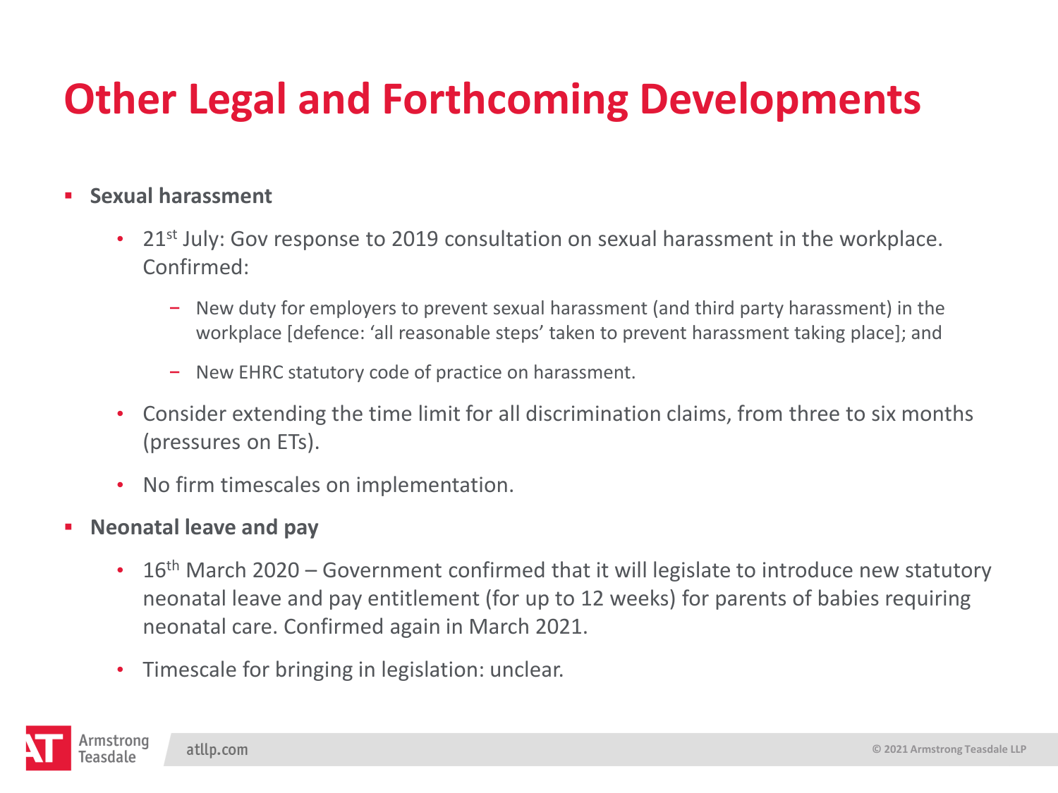# Other Legal and Forthcoming Developments

- **Sexual harassment**
  - 21st July: Gov response to 2019 consultation on sexual harassment in the workplace. Confirmed:
    - New duty for employers to prevent sexual harassment (and third party harassment) in the workplace [defence: 'all reasonable steps' taken to prevent harassment taking place]; and
    - New EHRC statutory code of practice on harassment.
  - Consider extending the time limit for all discrimination claims, from three to six months (pressures on ETs).
  - No firm timescales on implementation.
- **Neonatal leave and pay**
  - 16th March 2020 – Government confirmed that it will legislate to introduce new statutory neonatal leave and pay entitlement (for up to 12 weeks) for parents of babies requiring neonatal care. Confirmed again in March 2021.
  - Timescale for bringing in legislation: unclear.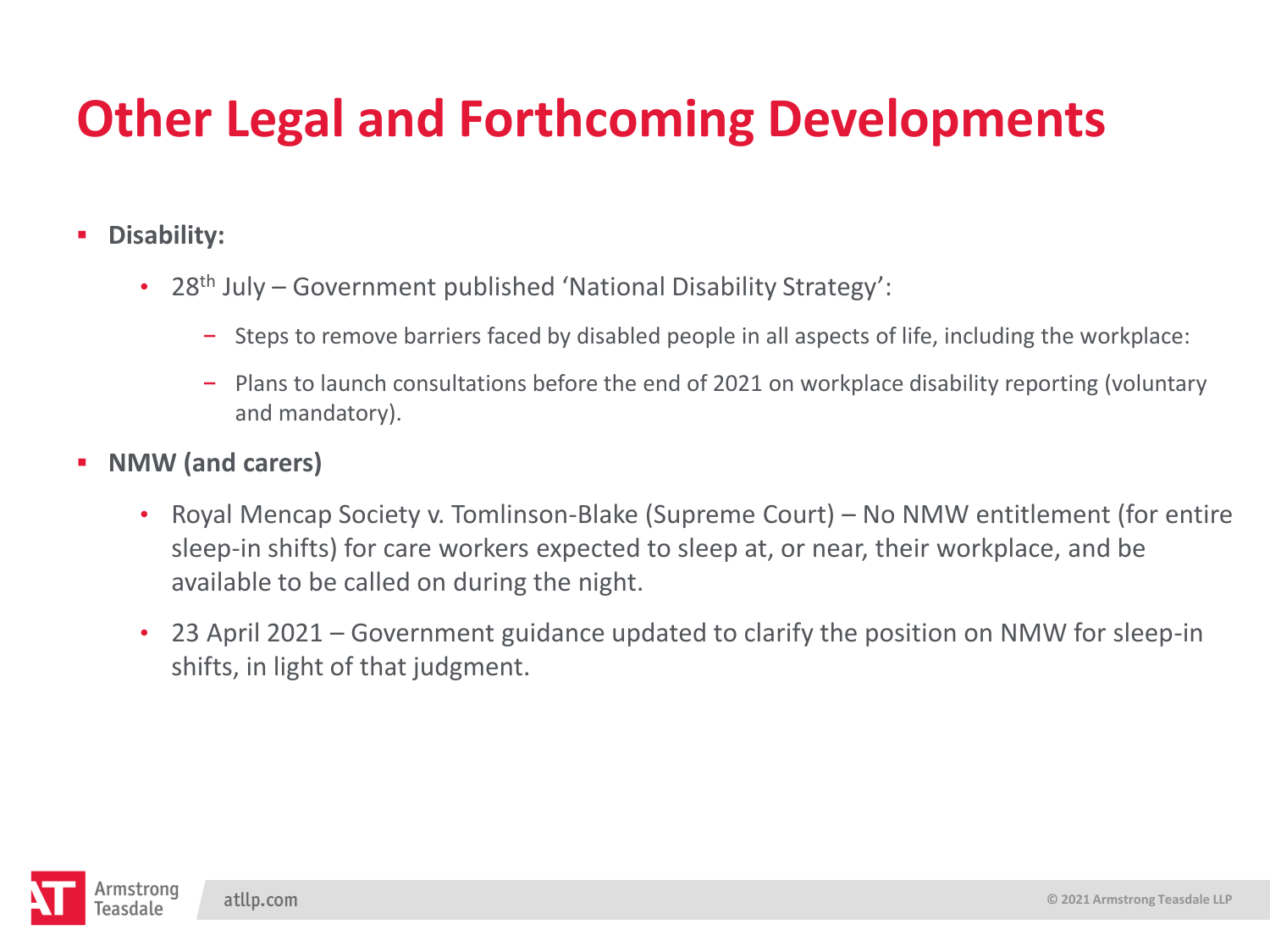# Other Legal and Forthcoming Developments

- **Disability:**
  - 28th July – Government published 'National Disability Strategy':
    - Steps to remove barriers faced by disabled people in all aspects of life, including the workplace:
    - Plans to launch consultations before the end of 2021 on workplace disability reporting (voluntary and mandatory).
- **NMW (and carers)**
  - Royal Mencap Society v. Tomlinson-Blake (Supreme Court) – No NMW entitlement (for entire sleep-in shifts) for care workers expected to sleep at, or near, their workplace, and be available to be called on during the night.
  - 23 April 2021 – Government guidance updated to clarify the position on NMW for sleep-in shifts, in light of that judgment.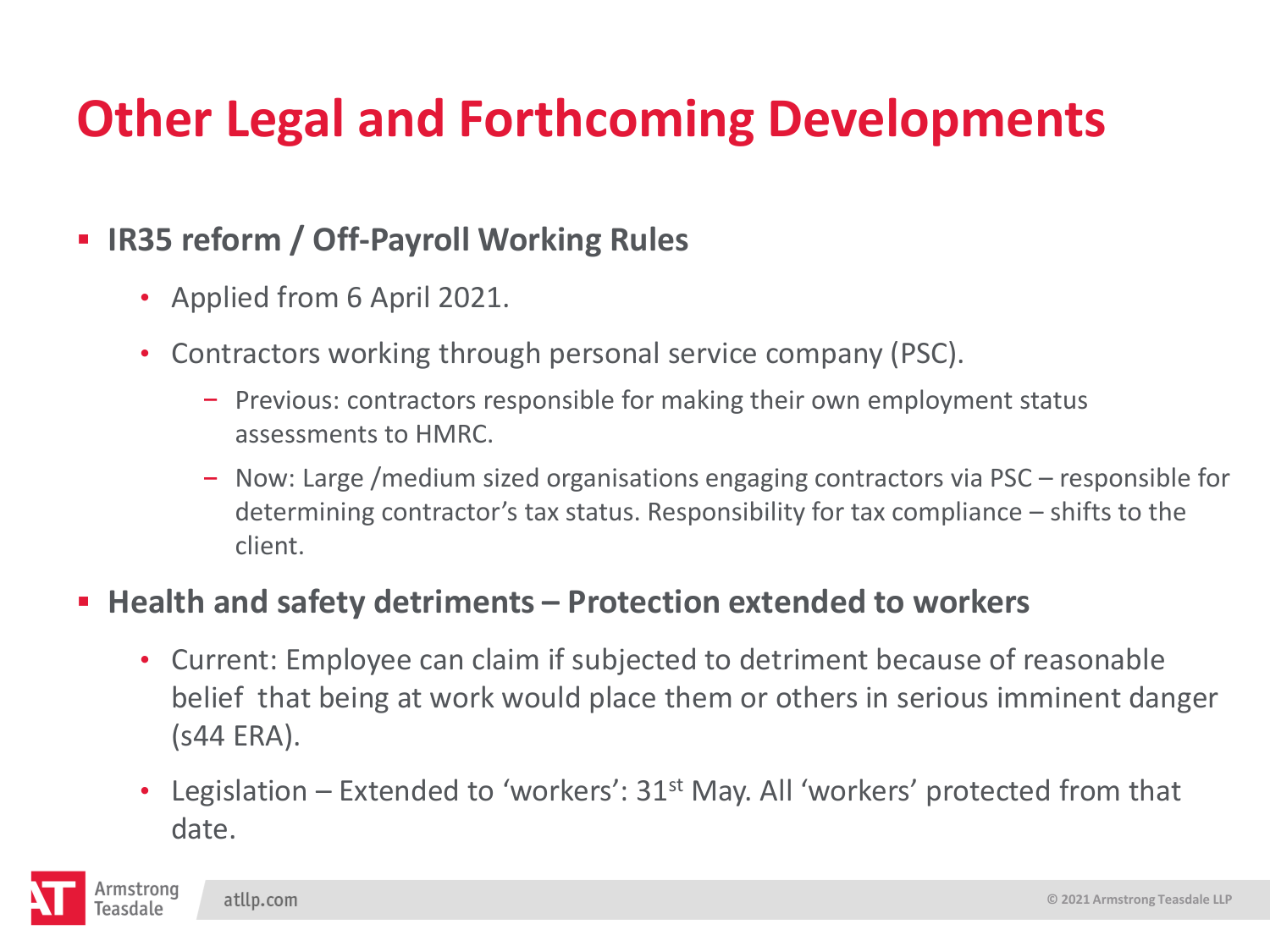# Other Legal and Forthcoming Developments

- **IR35 reform / Off-Payroll Working Rules**
  - Applied from 6 April 2021.
  - Contractors working through personal service company (PSC).
    - Previous: contractors responsible for making their own employment status assessments to HMRC.
    - Now: Large /medium sized organisations engaging contractors via PSC – responsible for determining contractor's tax status. Responsibility for tax compliance – shifts to the client.
- **Health and safety detriments – Protection extended to workers**
  - Current: Employee can claim if subjected to detriment because of reasonable belief that being at work would place them or others in serious imminent danger (s44 ERA).
  - Legislation – Extended to 'workers': 31st May. All 'workers' protected from that date.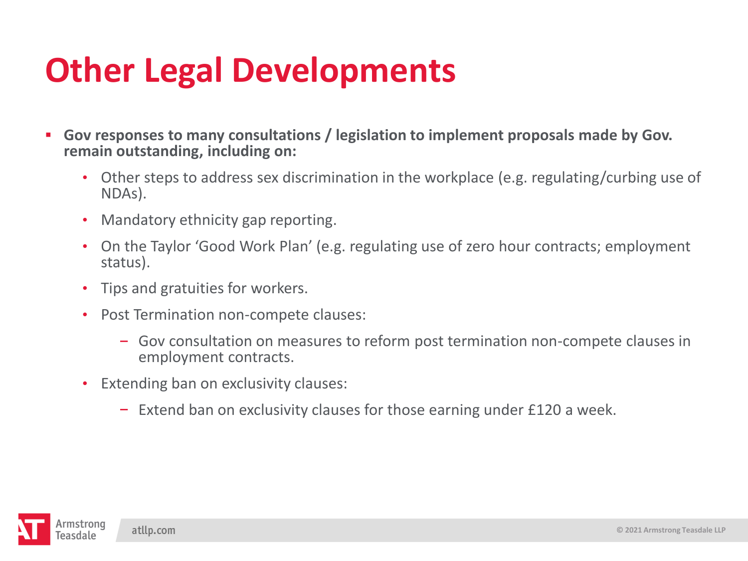# Other Legal Developments

- **Gov responses to many consultations / legislation to implement proposals made by Gov. remain outstanding, including on:**
  - Other steps to address sex discrimination in the workplace (e.g. regulating/curbing use of NDAs).
  - Mandatory ethnicity gap reporting.
  - On the Taylor 'Good Work Plan' (e.g. regulating use of zero hour contracts; employment status).
  - Tips and gratuities for workers.
  - Post Termination non-compete clauses:
    - Gov consultation on measures to reform post termination non-compete clauses in employment contracts.
  - Extending ban on exclusivity clauses:
    - Extend ban on exclusivity clauses for those earning under £120 a week.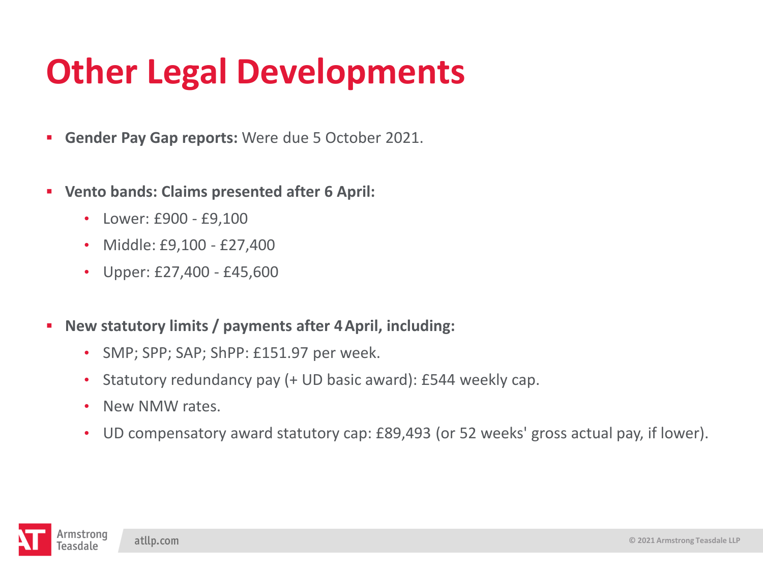# Other Legal Developments

- **Gender Pay Gap reports:** Were due 5 October 2021.

- **Vento bands: Claims presented after 6 April:**
  - Lower: £900 - £9,100
  - Middle: £9,100 - £27,400
  - Upper: £27,400 - £45,600

- **New statutory limits / payments after 4 April, including:**
  - SMP; SPP; SAP; ShPP: £151.97 per week.
  - Statutory redundancy pay (+ UD basic award): £544 weekly cap.
  - New NMW rates.
  - UD compensatory award statutory cap: £89,493 (or 52 weeks' gross actual pay, if lower).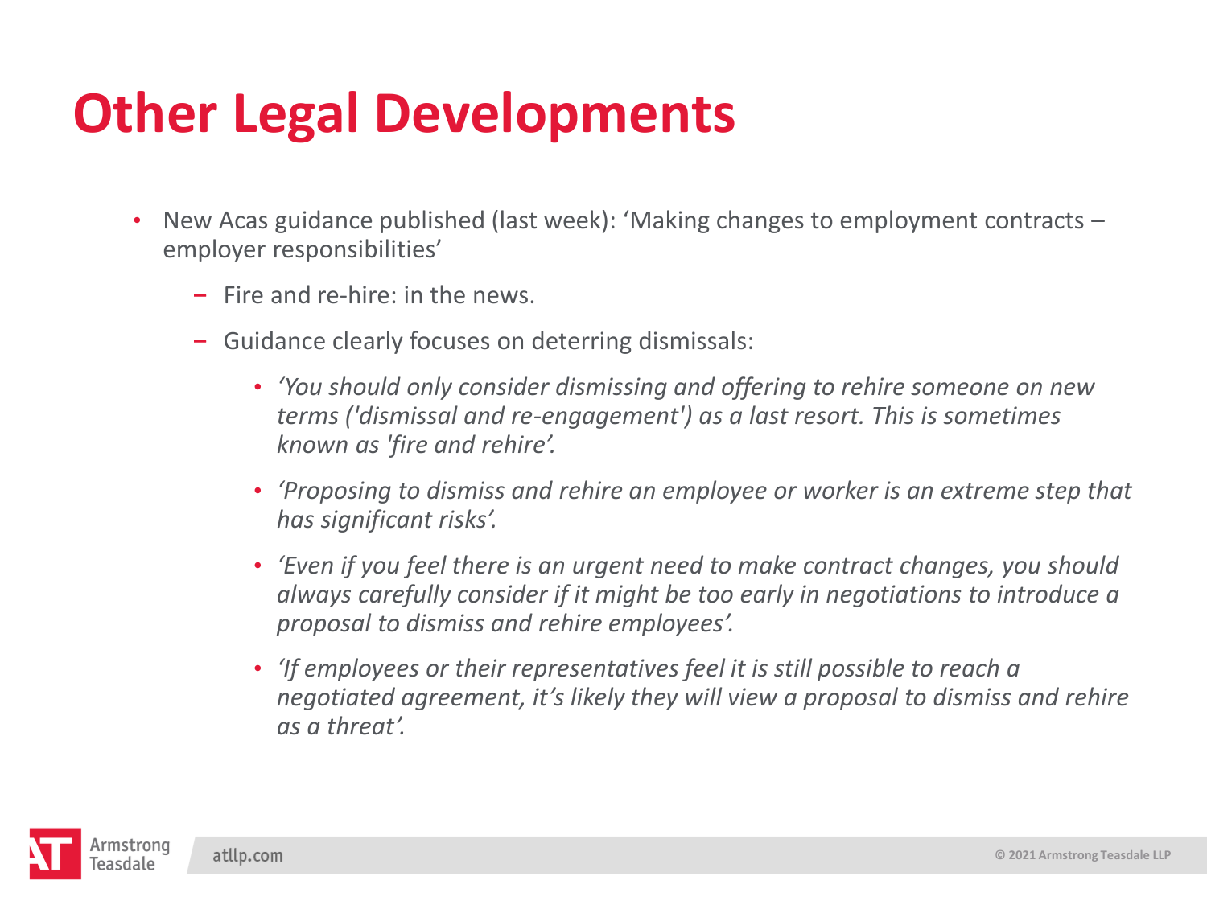# Other Legal Developments

- New Acas guidance published (last week): 'Making changes to employment contracts – employer responsibilities'
  - Fire and re-hire: in the news.
  - Guidance clearly focuses on deterring dismissals:
    - *'You should only consider dismissing and offering to rehire someone on new terms ('dismissal and re-engagement') as a last resort. This is sometimes known as 'fire and rehire'.*
    - *'Proposing to dismiss and rehire an employee or worker is an extreme step that has significant risks'.*
    - *'Even if you feel there is an urgent need to make contract changes, you should always carefully consider if it might be too early in negotiations to introduce a proposal to dismiss and rehire employees'.*
    - *'If employees or their representatives feel it is still possible to reach a negotiated agreement, it's likely they will view a proposal to dismiss and rehire as a threat'.*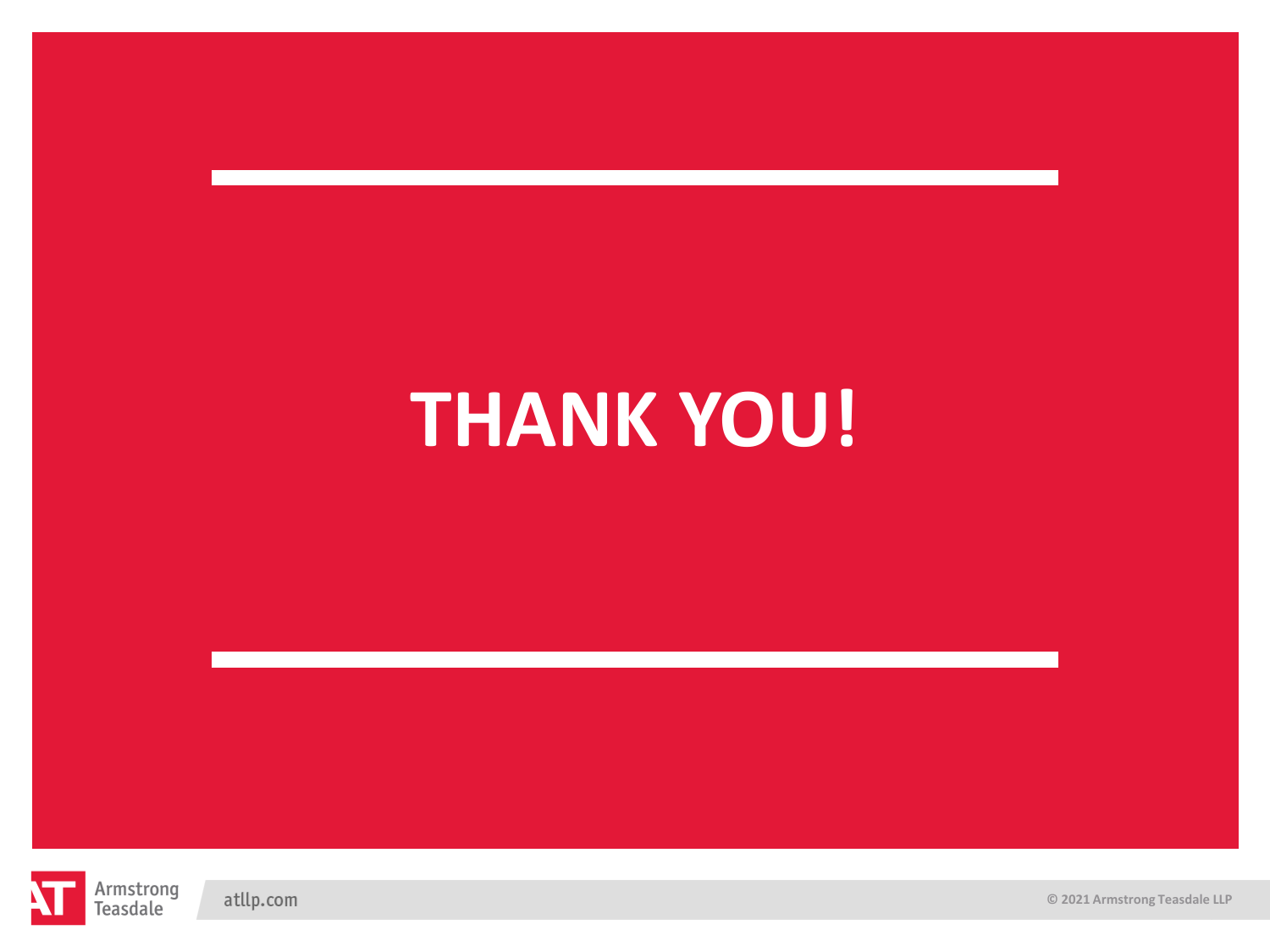# THANK YOU!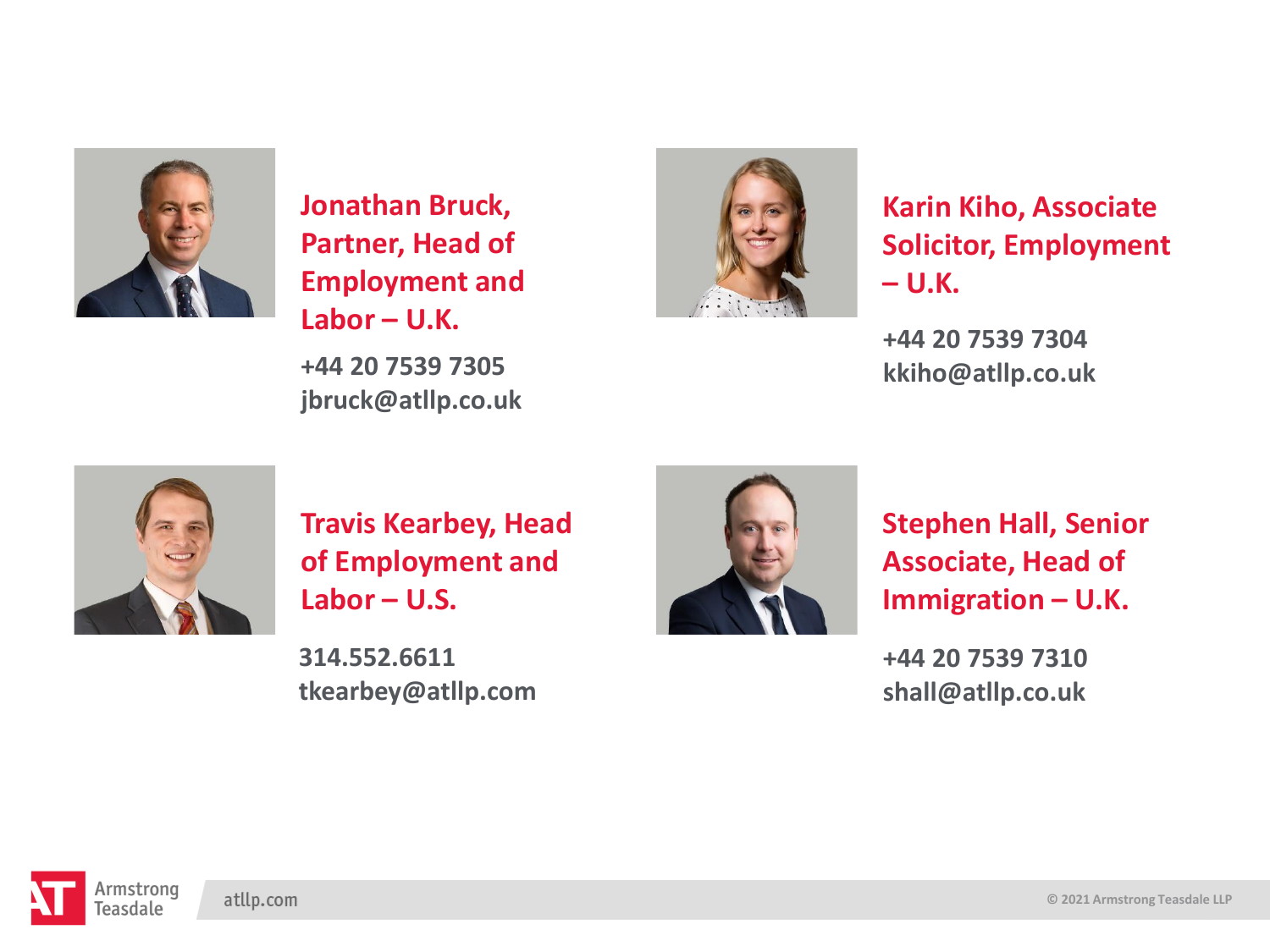**Jonathan Bruck, Partner, Head of Employment and Labor – U.K.**

+44 20 7539 7305
jbruck@atllp.co.uk

**Karin Kiho, Associate Solicitor, Employment – U.K.**

+44 20 7539 7304
kkiho@atllp.co.uk

**Travis Kearbey, Head of Employment and Labor – U.S.**

314.552.6611
tkearbey@atllp.com

**Stephen Hall, Senior Associate, Head of Immigration – U.K.**

+44 20 7539 7310
shall@atllp.co.uk